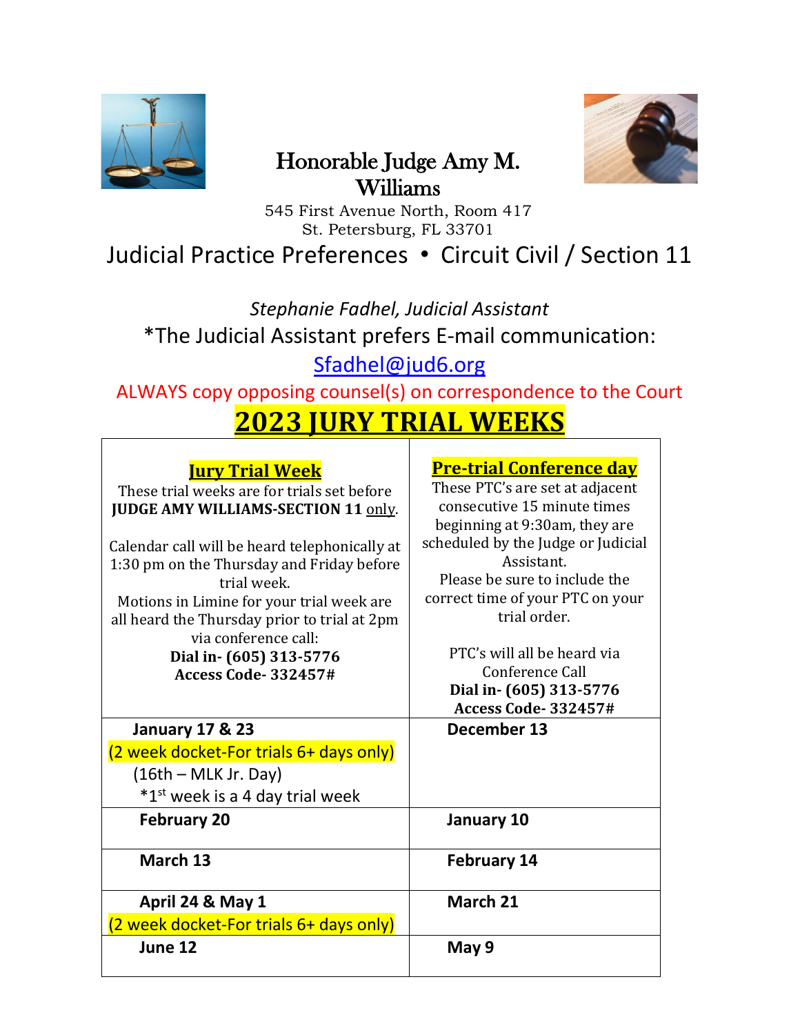# Honorable Judge Amy M. Williams

545 First Avenue North, Room 417
St. Petersburg, FL 33701

## Judicial Practice Preferences • Circuit Civil / Section 11

*Stephanie Fadhel, Judicial Assistant*

*The Judicial Assistant prefers E-mail communication:
Sfadhel@jud6.org

ALWAYS copy opposing counsel(s) on correspondence to the Court

## 2023 JURY TRIAL WEEKS

| **Jury Trial Week**<br>These trial weeks are for trials set before **JUDGE AMY WILLIAMS-SECTION 11** only.<br><br>Calendar call will be heard telephonically at 1:30 pm on the Thursday and Friday before trial week.<br>Motions in Limine for your trial week are all heard the Thursday prior to trial at 2pm via conference call:<br>**Dial in- (605) 313-5776**<br>**Access Code- 332457#** | **Pre-trial Conference day**<br>These PTC's are set at adjacent consecutive 15 minute times beginning at 9:30am, they are scheduled by the Judge or Judicial Assistant.<br>Please be sure to include the correct time of your PTC on your trial order.<br><br>PTC's will all be heard via Conference Call<br>**Dial in- (605) 313-5776**<br>**Access Code- 332457#** |
|---|---|
| **January 17 & 23**<br>(2 week docket-For trials 6+ days only)<br>(16th – MLK Jr. Day)<br>*1st week is a 4 day trial week | **December 13** |
| **February 20** | **January 10** |
| **March 13** | **February 14** |
| **April 24 & May 1**<br>(2 week docket-For trials 6+ days only) | **March 21** |
| **June 12** | **May 9** |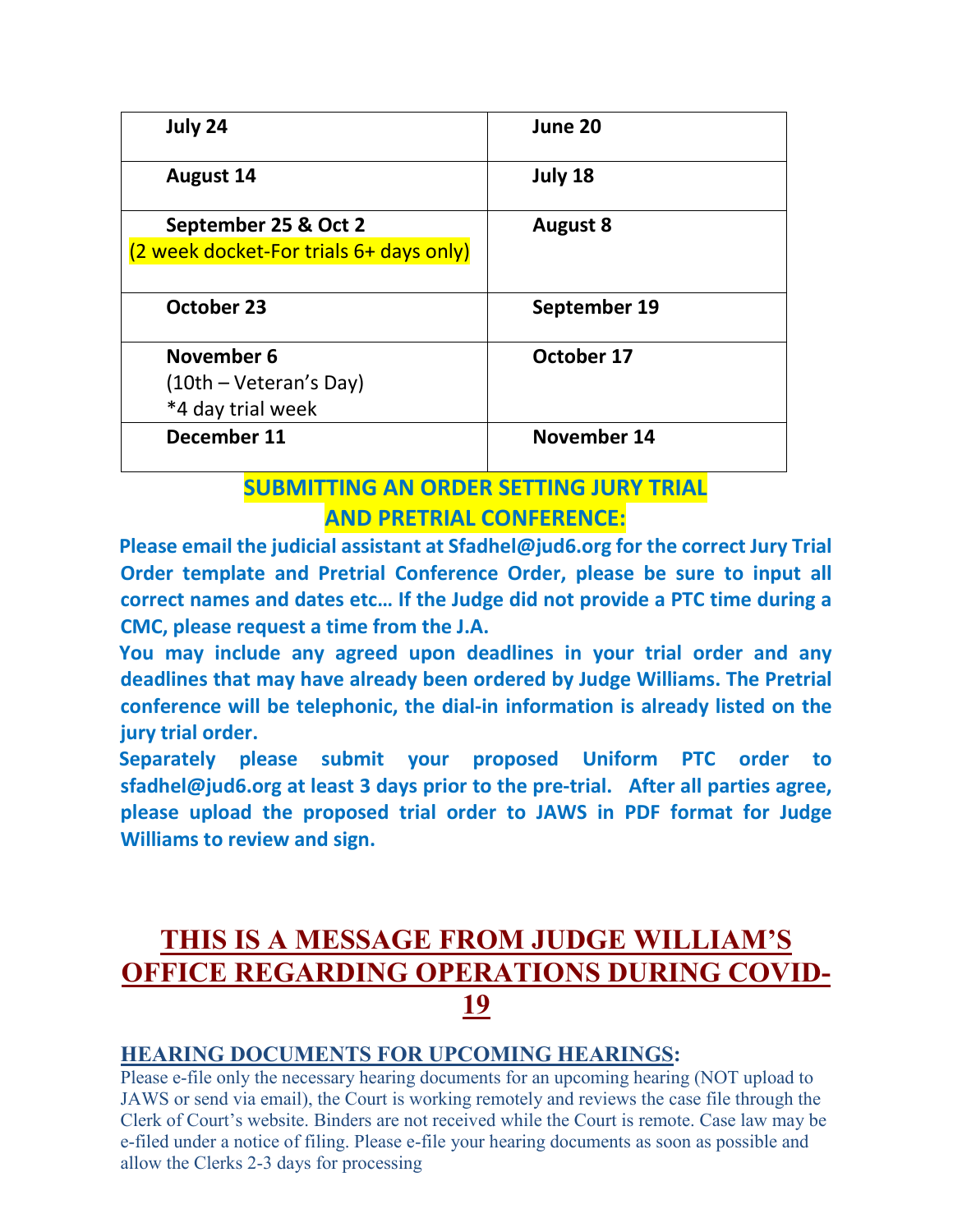| July 24 | June 20 |
|---|---|
| August 14 | July 18 |
| September 25 & Oct 2 (2 week docket-For trials 6+ days only) | August 8 |
| October 23 | September 19 |
| November 6 (10th – Veteran's Day) *4 day trial week | October 17 |
| December 11 | November 14 |

## SUBMITTING AN ORDER SETTING JURY TRIAL AND PRETRIAL CONFERENCE:

**Please email the judicial assistant at Sfadhel@jud6.org for the correct Jury Trial Order template and Pretrial Conference Order, please be sure to input all correct names and dates etc… If the Judge did not provide a PTC time during a CMC, please request a time from the J.A.**

**You may include any agreed upon deadlines in your trial order and any deadlines that may have already been ordered by Judge Williams. The Pretrial conference will be telephonic, the dial-in information is already listed on the jury trial order.**

**Separately please submit your proposed Uniform PTC order to sfadhel@jud6.org at least 3 days prior to the pre-trial. After all parties agree, please upload the proposed trial order to JAWS in PDF format for Judge Williams to review and sign.**

# THIS IS A MESSAGE FROM JUDGE WILLIAM'S OFFICE REGARDING OPERATIONS DURING COVID-19

### HEARING DOCUMENTS FOR UPCOMING HEARINGS:

Please e-file only the necessary hearing documents for an upcoming hearing (NOT upload to JAWS or send via email), the Court is working remotely and reviews the case file through the Clerk of Court's website. Binders are not received while the Court is remote. Case law may be e-filed under a notice of filing. Please e-file your hearing documents as soon as possible and allow the Clerks 2-3 days for processing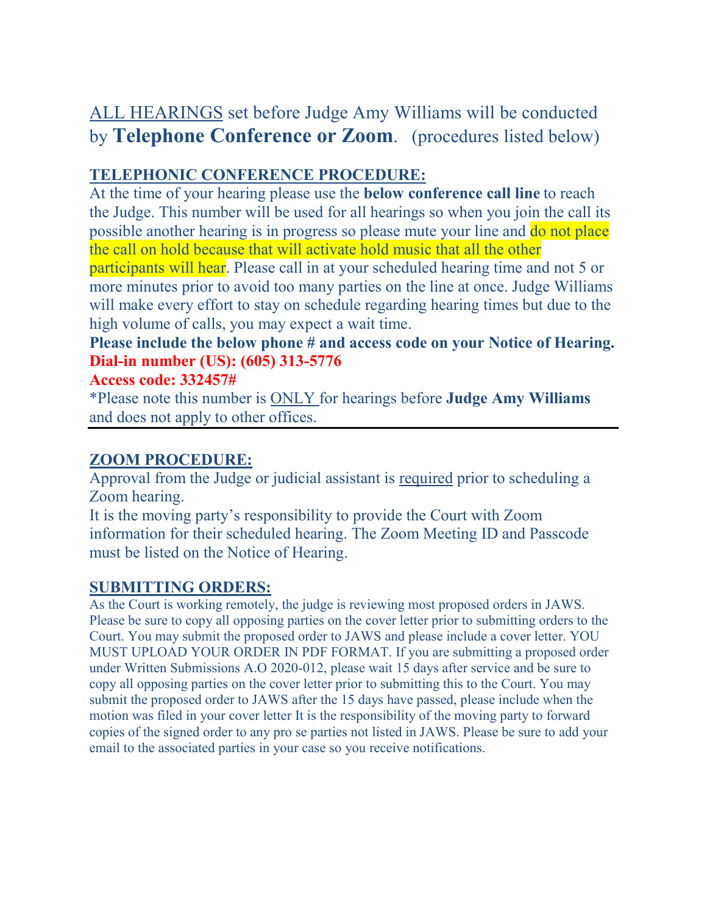ALL HEARINGS set before Judge Amy Williams will be conducted by **Telephone Conference or Zoom**. (procedures listed below)

## TELEPHONIC CONFERENCE PROCEDURE:

At the time of your hearing please use the **below conference call line** to reach the Judge. This number will be used for all hearings so when you join the call its possible another hearing is in progress so please mute your line and do not place the call on hold because that will activate hold music that all the other participants will hear. Please call in at your scheduled hearing time and not 5 or more minutes prior to avoid too many parties on the line at once. Judge Williams will make every effort to stay on schedule regarding hearing times but due to the high volume of calls, you may expect a wait time.

**Please include the below phone # and access code on your Notice of Hearing.**

**Dial-in number (US): (605) 313-5776**

**Access code: 332457#**

*Please note this number is ONLY for hearings before **Judge Amy Williams** and does not apply to other offices.

---

## ZOOM PROCEDURE:

Approval from the Judge or judicial assistant is required prior to scheduling a Zoom hearing.

It is the moving party's responsibility to provide the Court with Zoom information for their scheduled hearing. The Zoom Meeting ID and Passcode must be listed on the Notice of Hearing.

## SUBMITTING ORDERS:

As the Court is working remotely, the judge is reviewing most proposed orders in JAWS. Please be sure to copy all opposing parties on the cover letter prior to submitting orders to the Court. You may submit the proposed order to JAWS and please include a cover letter. YOU MUST UPLOAD YOUR ORDER IN PDF FORMAT. If you are submitting a proposed order under Written Submissions A.O 2020-012, please wait 15 days after service and be sure to copy all opposing parties on the cover letter prior to submitting this to the Court. You may submit the proposed order to JAWS after the 15 days have passed, please include when the motion was filed in your cover letter It is the responsibility of the moving party to forward copies of the signed order to any pro se parties not listed in JAWS. Please be sure to add your email to the associated parties in your case so you receive notifications.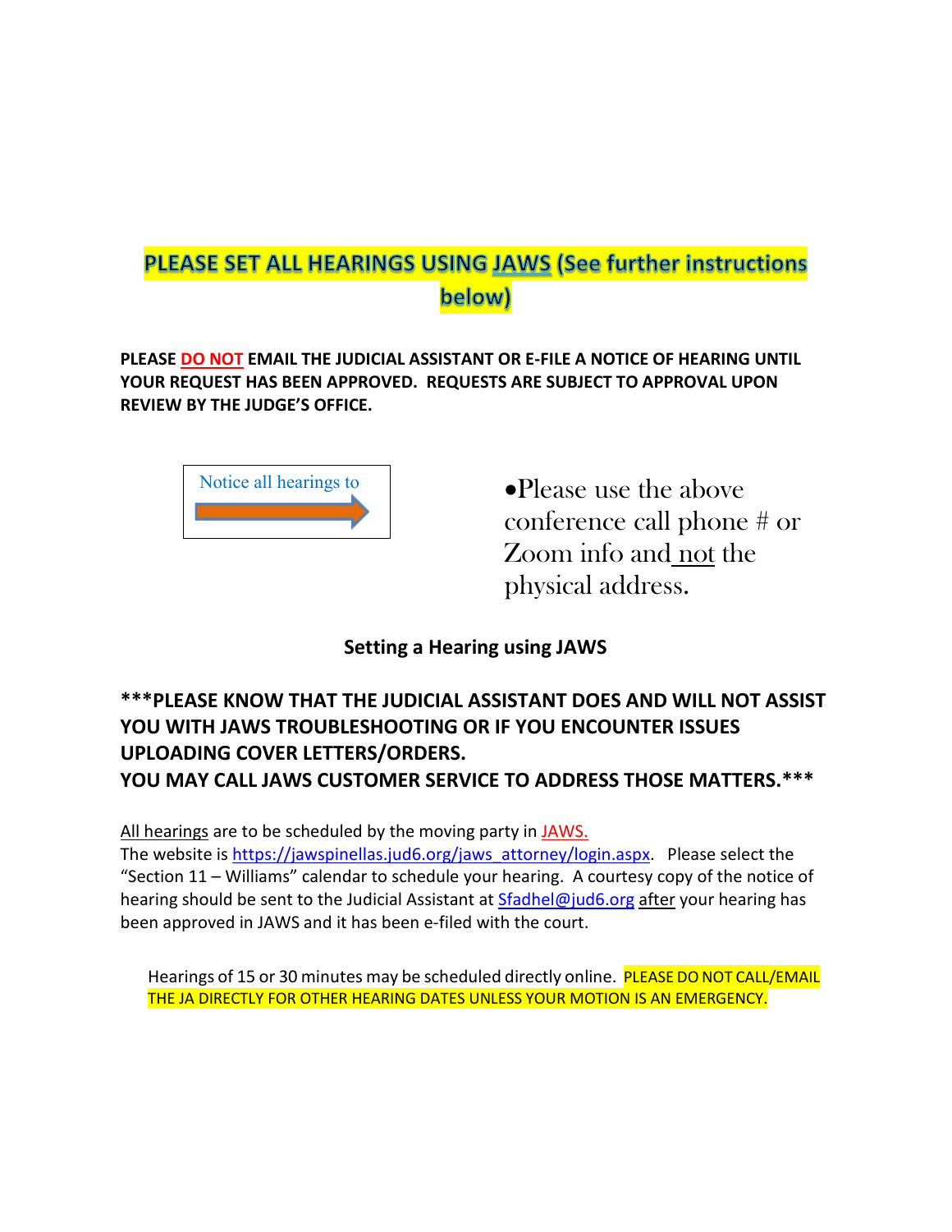## PLEASE SET ALL HEARINGS USING JAWS (See further instructions below)

**PLEASE DO NOT EMAIL THE JUDICIAL ASSISTANT OR E-FILE A NOTICE OF HEARING UNTIL YOUR REQUEST HAS BEEN APPROVED. REQUESTS ARE SUBJECT TO APPROVAL UPON REVIEW BY THE JUDGE'S OFFICE.**

Notice all hearings to →

- Please use the above conference call phone # or Zoom info and not the physical address.

### Setting a Hearing using JAWS

**\*\*\*PLEASE KNOW THAT THE JUDICIAL ASSISTANT DOES AND WILL NOT ASSIST YOU WITH JAWS TROUBLESHOOTING OR IF YOU ENCOUNTER ISSUES UPLOADING COVER LETTERS/ORDERS.**
**YOU MAY CALL JAWS CUSTOMER SERVICE TO ADDRESS THOSE MATTERS.\*\*\***

All hearings are to be scheduled by the moving party in JAWS.
The website is https://jawspinellas.jud6.org/jaws_attorney/login.aspx. Please select the "Section 11 – Williams" calendar to schedule your hearing. A courtesy copy of the notice of hearing should be sent to the Judicial Assistant at Sfadhel@jud6.org after your hearing has been approved in JAWS and it has been e-filed with the court.

Hearings of 15 or 30 minutes may be scheduled directly online. PLEASE DO NOT CALL/EMAIL THE JA DIRECTLY FOR OTHER HEARING DATES UNLESS YOUR MOTION IS AN EMERGENCY.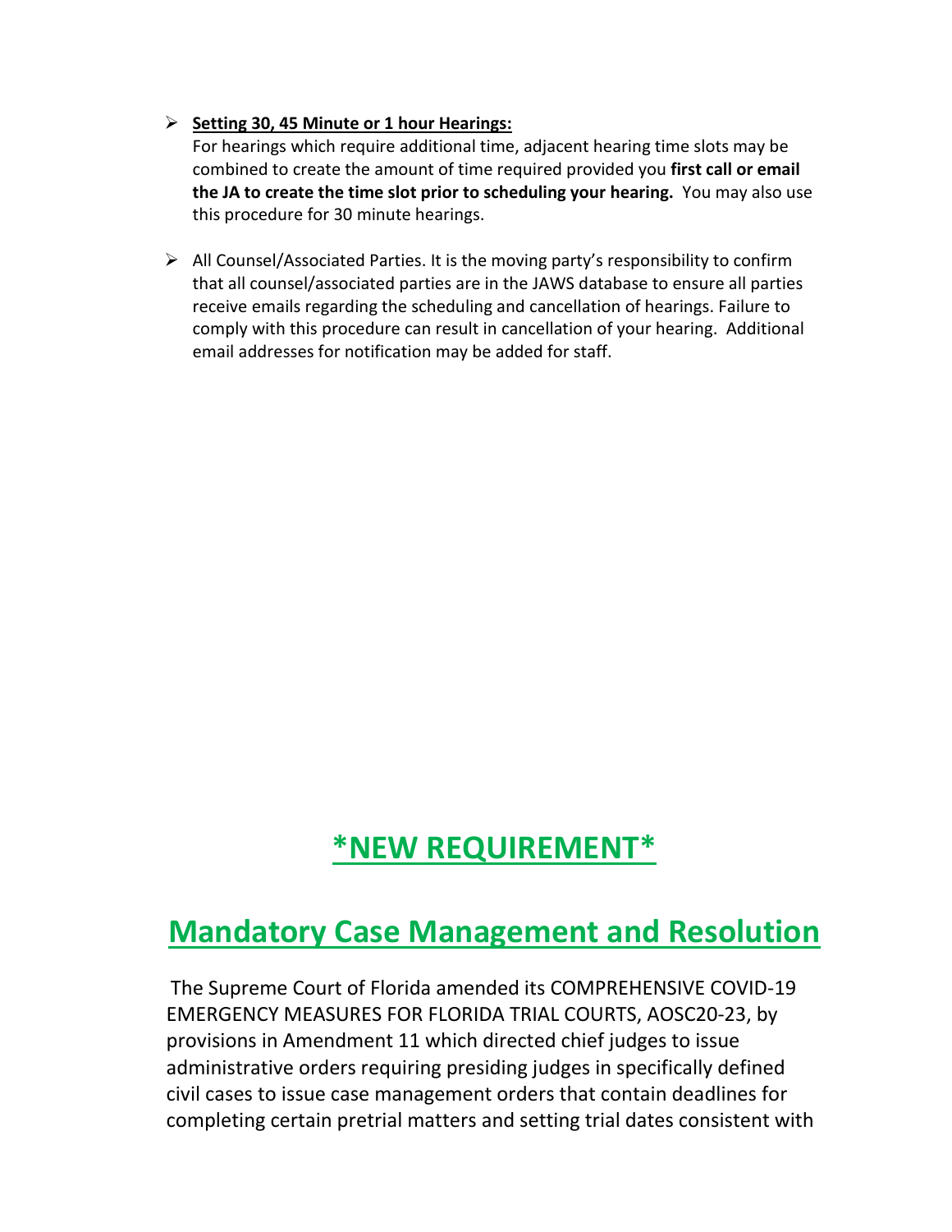- **<u>Setting 30, 45 Minute or 1 hour Hearings:</u>**
  For hearings which require additional time, adjacent hearing time slots may be combined to create the amount of time required provided you **first call or email the JA to create the time slot prior to scheduling your hearing.** You may also use this procedure for 30 minute hearings.

- All Counsel/Associated Parties. It is the moving party's responsibility to confirm that all counsel/associated parties are in the JAWS database to ensure all parties receive emails regarding the scheduling and cancellation of hearings. Failure to comply with this procedure can result in cancellation of your hearing. Additional email addresses for notification may be added for staff.

# *NEW REQUIREMENT*

## Mandatory Case Management and Resolution

The Supreme Court of Florida amended its COMPREHENSIVE COVID-19 EMERGENCY MEASURES FOR FLORIDA TRIAL COURTS, AOSC20-23, by provisions in Amendment 11 which directed chief judges to issue administrative orders requiring presiding judges in specifically defined civil cases to issue case management orders that contain deadlines for completing certain pretrial matters and setting trial dates consistent with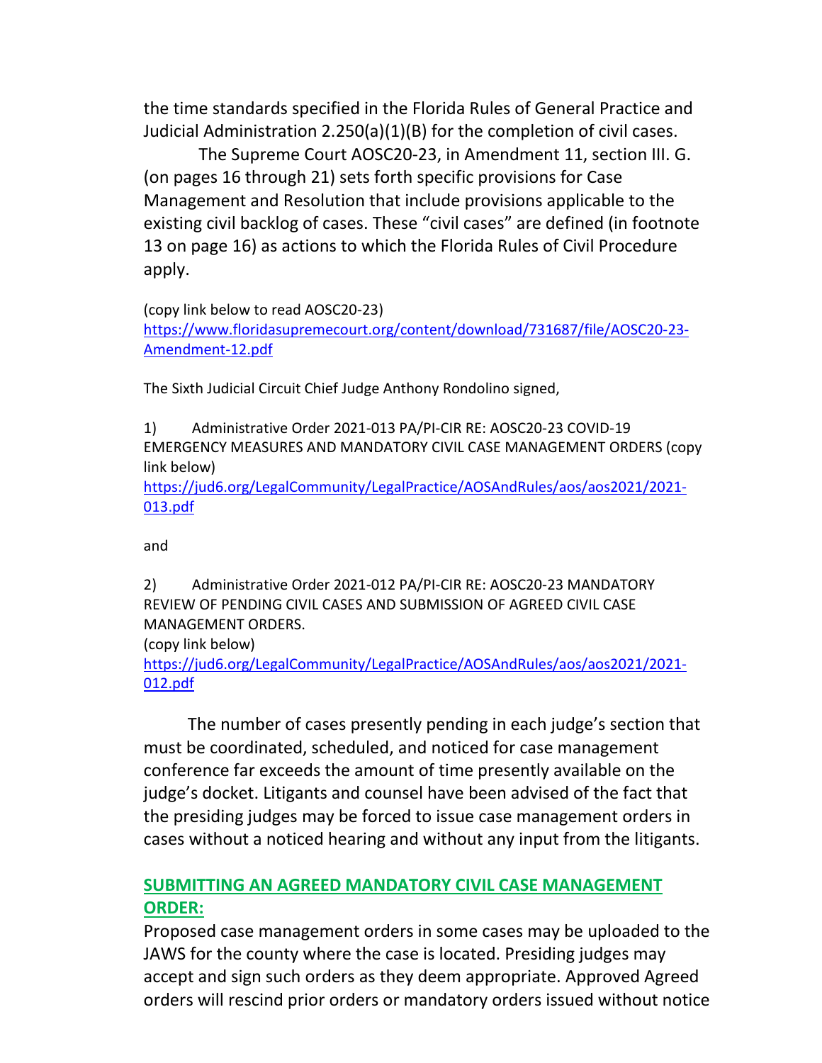the time standards specified in the Florida Rules of General Practice and Judicial Administration 2.250(a)(1)(B) for the completion of civil cases.

The Supreme Court AOSC20-23, in Amendment 11, section III. G. (on pages 16 through 21) sets forth specific provisions for Case Management and Resolution that include provisions applicable to the existing civil backlog of cases. These "civil cases" are defined (in footnote 13 on page 16) as actions to which the Florida Rules of Civil Procedure apply.

(copy link below to read AOSC20-23)
https://www.floridasupremecourt.org/content/download/731687/file/AOSC20-23-Amendment-12.pdf

The Sixth Judicial Circuit Chief Judge Anthony Rondolino signed,

1) Administrative Order 2021-013 PA/PI-CIR RE: AOSC20-23 COVID-19 EMERGENCY MEASURES AND MANDATORY CIVIL CASE MANAGEMENT ORDERS (copy link below)
https://jud6.org/LegalCommunity/LegalPractice/AOSAndRules/aos/aos2021/2021-013.pdf

and

2) Administrative Order 2021-012 PA/PI-CIR RE: AOSC20-23 MANDATORY REVIEW OF PENDING CIVIL CASES AND SUBMISSION OF AGREED CIVIL CASE MANAGEMENT ORDERS.
(copy link below)
https://jud6.org/LegalCommunity/LegalPractice/AOSAndRules/aos/aos2021/2021-012.pdf

The number of cases presently pending in each judge's section that must be coordinated, scheduled, and noticed for case management conference far exceeds the amount of time presently available on the judge's docket. Litigants and counsel have been advised of the fact that the presiding judges may be forced to issue case management orders in cases without a noticed hearing and without any input from the litigants.

## SUBMITTING AN AGREED MANDATORY CIVIL CASE MANAGEMENT ORDER:

Proposed case management orders in some cases may be uploaded to the JAWS for the county where the case is located. Presiding judges may accept and sign such orders as they deem appropriate. Approved Agreed orders will rescind prior orders or mandatory orders issued without notice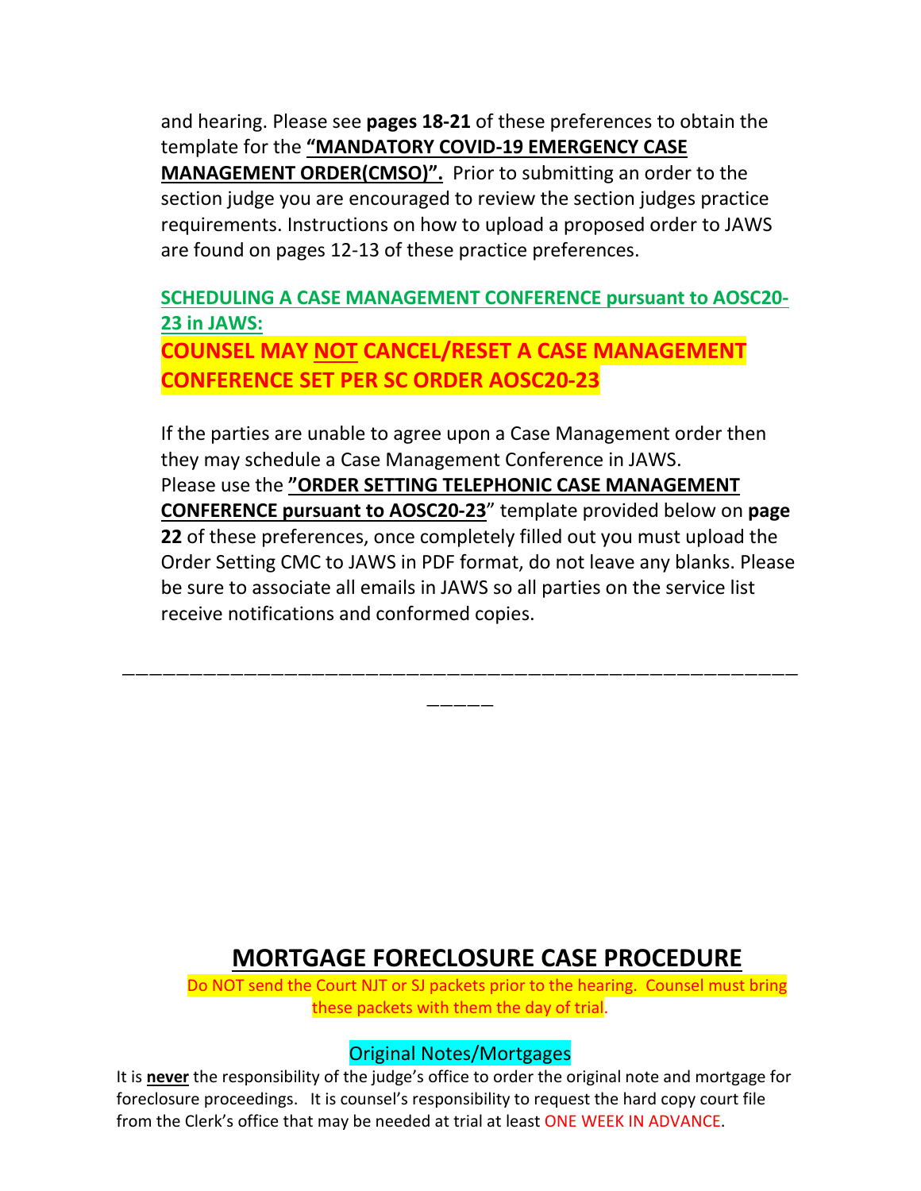and hearing. Please see **pages 18-21** of these preferences to obtain the template for the **"MANDATORY COVID-19 EMERGENCY CASE MANAGEMENT ORDER(CMSO)".** Prior to submitting an order to the section judge you are encouraged to review the section judges practice requirements. Instructions on how to upload a proposed order to JAWS are found on pages 12-13 of these practice preferences.

**SCHEDULING A CASE MANAGEMENT CONFERENCE pursuant to AOSC20-23 in JAWS:**

**COUNSEL MAY NOT CANCEL/RESET A CASE MANAGEMENT CONFERENCE SET PER SC ORDER AOSC20-23**

If the parties are unable to agree upon a Case Management order then they may schedule a Case Management Conference in JAWS. Please use the **"ORDER SETTING TELEPHONIC CASE MANAGEMENT CONFERENCE pursuant to AOSC20-23"** template provided below on **page 22** of these preferences, once completely filled out you must upload the Order Setting CMC to JAWS in PDF format, do not leave any blanks. Please be sure to associate all emails in JAWS so all parties on the service list receive notifications and conformed copies.

---

## MORTGAGE FORECLOSURE CASE PROCEDURE

Do NOT send the Court NJT or SJ packets prior to the hearing. Counsel must bring these packets with them the day of trial.

### Original Notes/Mortgages

It is **never** the responsibility of the judge's office to order the original note and mortgage for foreclosure proceedings. It is counsel's responsibility to request the hard copy court file from the Clerk's office that may be needed at trial at least ONE WEEK IN ADVANCE.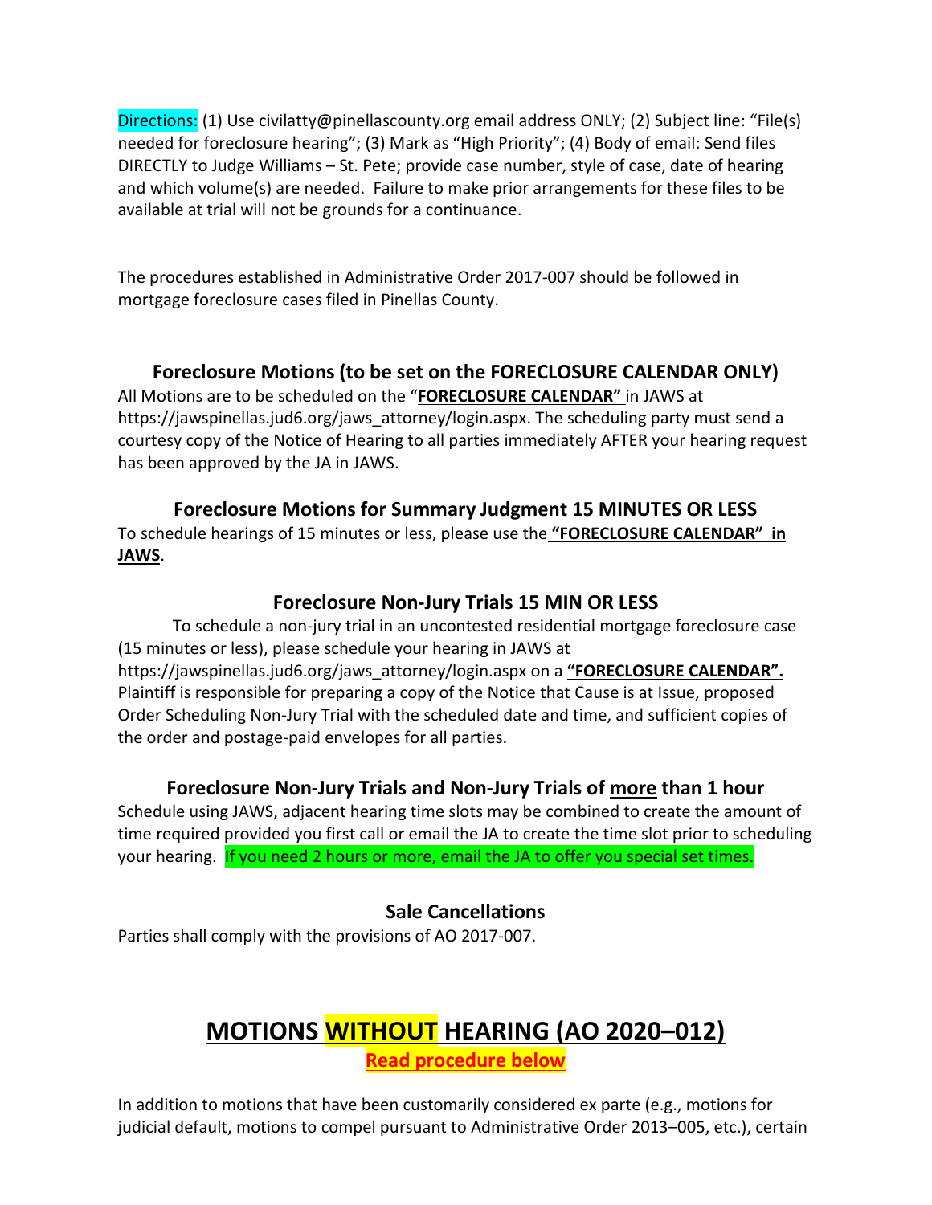Directions: (1) Use civilatty@pinellascounty.org email address ONLY; (2) Subject line: "File(s) needed for foreclosure hearing"; (3) Mark as "High Priority"; (4) Body of email: Send files DIRECTLY to Judge Williams – St. Pete; provide case number, style of case, date of hearing and which volume(s) are needed. Failure to make prior arrangements for these files to be available at trial will not be grounds for a continuance.

The procedures established in Administrative Order 2017-007 should be followed in mortgage foreclosure cases filed in Pinellas County.

### Foreclosure Motions (to be set on the FORECLOSURE CALENDAR ONLY)

All Motions are to be scheduled on the "**FORECLOSURE CALENDAR"** in JAWS at https://jawspinellas.jud6.org/jaws_attorney/login.aspx. The scheduling party must send a courtesy copy of the Notice of Hearing to all parties immediately AFTER your hearing request has been approved by the JA in JAWS.

### Foreclosure Motions for Summary Judgment 15 MINUTES OR LESS

To schedule hearings of 15 minutes or less, please use the **"FORECLOSURE CALENDAR" in JAWS**.

### Foreclosure Non-Jury Trials 15 MIN OR LESS

To schedule a non-jury trial in an uncontested residential mortgage foreclosure case (15 minutes or less), please schedule your hearing in JAWS at https://jawspinellas.jud6.org/jaws_attorney/login.aspx on a **"FORECLOSURE CALENDAR".** Plaintiff is responsible for preparing a copy of the Notice that Cause is at Issue, proposed Order Scheduling Non-Jury Trial with the scheduled date and time, and sufficient copies of the order and postage-paid envelopes for all parties.

### Foreclosure Non-Jury Trials and Non-Jury Trials of more than 1 hour

Schedule using JAWS, adjacent hearing time slots may be combined to create the amount of time required provided you first call or email the JA to create the time slot prior to scheduling your hearing. If you need 2 hours or more, email the JA to offer you special set times.

### Sale Cancellations

Parties shall comply with the provisions of AO 2017-007.

## MOTIONS WITHOUT HEARING (AO 2020–012)

**Read procedure below**

In addition to motions that have been customarily considered ex parte (e.g., motions for judicial default, motions to compel pursuant to Administrative Order 2013–005, etc.), certain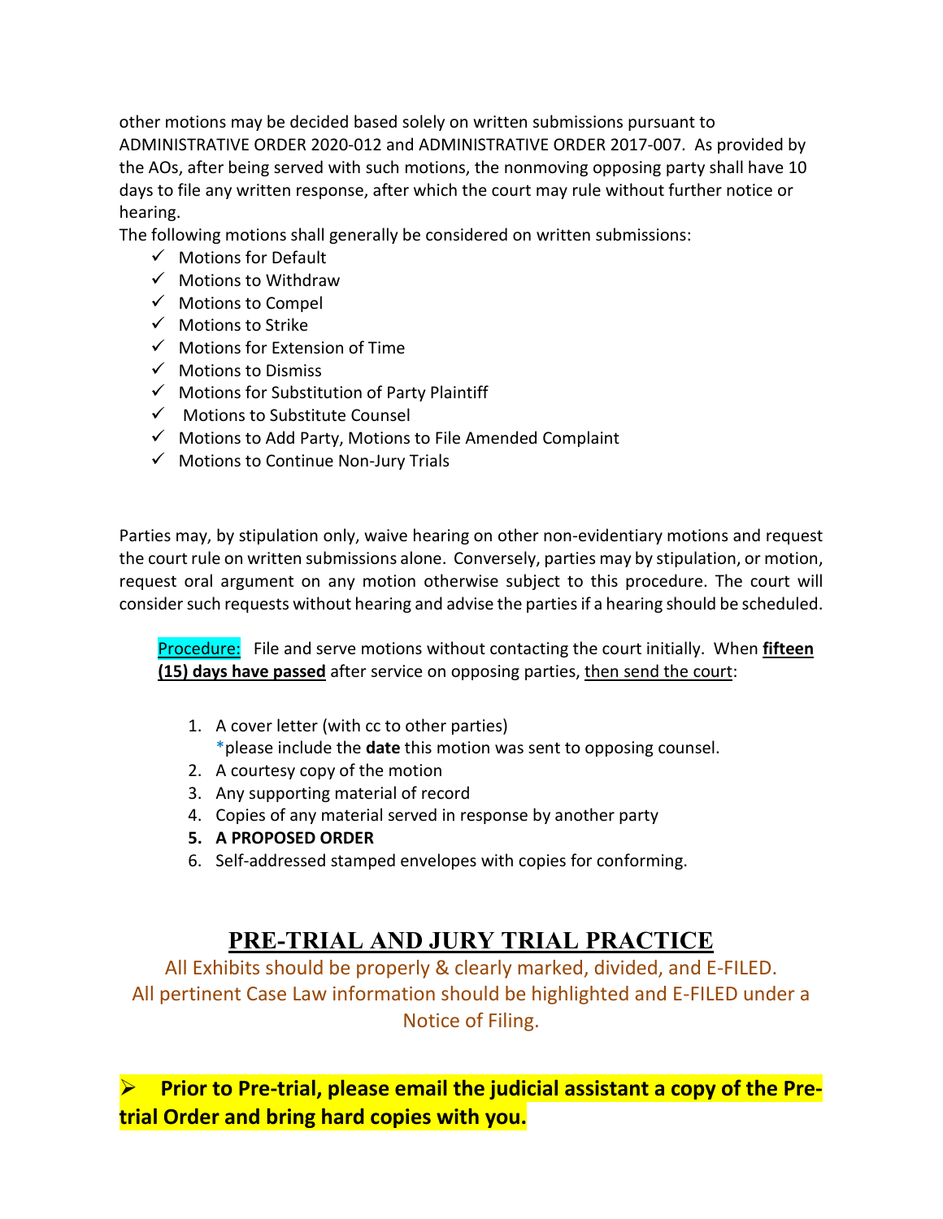other motions may be decided based solely on written submissions pursuant to ADMINISTRATIVE ORDER 2020-012 and ADMINISTRATIVE ORDER 2017-007. As provided by the AOs, after being served with such motions, the nonmoving opposing party shall have 10 days to file any written response, after which the court may rule without further notice or hearing.

The following motions shall generally be considered on written submissions:

- ✓ Motions for Default
- ✓ Motions to Withdraw
- ✓ Motions to Compel
- ✓ Motions to Strike
- ✓ Motions for Extension of Time
- ✓ Motions to Dismiss
- ✓ Motions for Substitution of Party Plaintiff
- ✓ Motions to Substitute Counsel
- ✓ Motions to Add Party, Motions to File Amended Complaint
- ✓ Motions to Continue Non-Jury Trials

Parties may, by stipulation only, waive hearing on other non-evidentiary motions and request the court rule on written submissions alone. Conversely, parties may by stipulation, or motion, request oral argument on any motion otherwise subject to this procedure. The court will consider such requests without hearing and advise the parties if a hearing should be scheduled.

Procedure: File and serve motions without contacting the court initially. When **fifteen (15) days have passed** after service on opposing parties, then send the court:

1. A cover letter (with cc to other parties)
   *please include the **date** this motion was sent to opposing counsel.
2. A courtesy copy of the motion
3. Any supporting material of record
4. Copies of any material served in response by another party
5. **A PROPOSED ORDER**
6. Self-addressed stamped envelopes with copies for conforming.

## PRE-TRIAL AND JURY TRIAL PRACTICE

All Exhibits should be properly & clearly marked, divided, and E-FILED.
All pertinent Case Law information should be highlighted and E-FILED under a Notice of Filing.

- **Prior to Pre-trial, please email the judicial assistant a copy of the Pre-trial Order and bring hard copies with you.**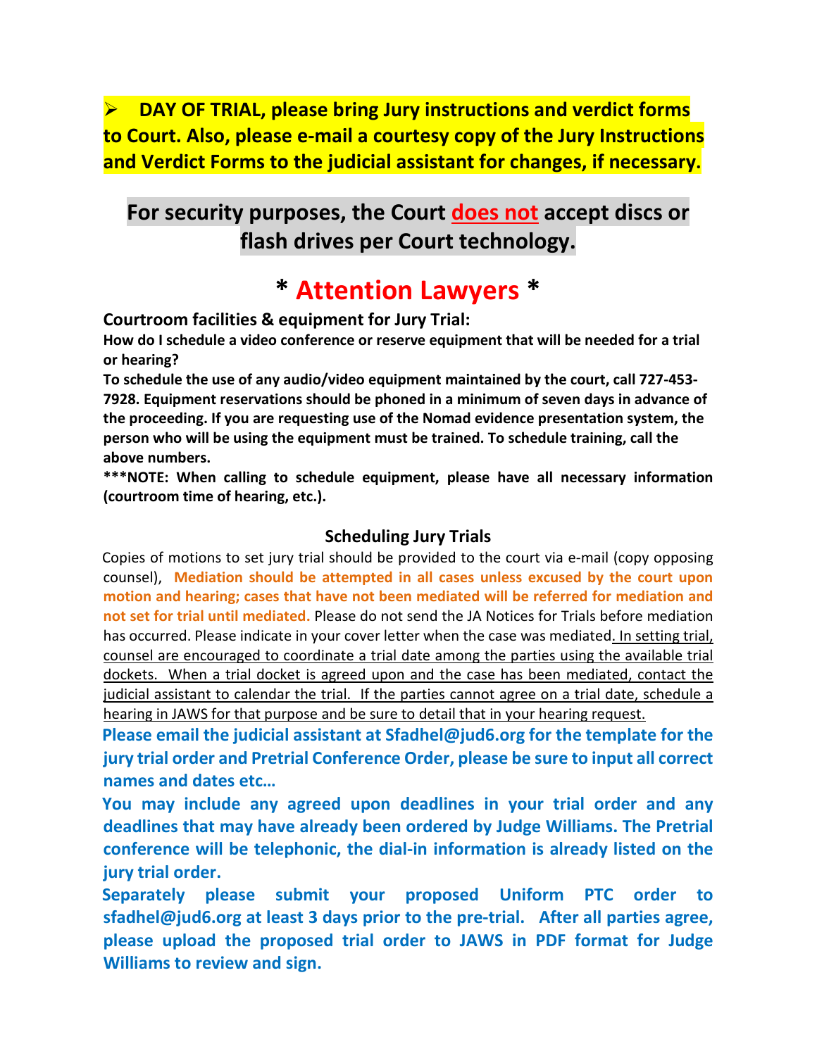- **DAY OF TRIAL, please bring Jury instructions and verdict forms to Court. Also, please e-mail a courtesy copy of the Jury Instructions and Verdict Forms to the judicial assistant for changes, if necessary.**

## For security purposes, the Court does not accept discs or flash drives per Court technology.

# * Attention Lawyers *

**Courtroom facilities & equipment for Jury Trial:**

**How do I schedule a video conference or reserve equipment that will be needed for a trial or hearing?**

**To schedule the use of any audio/video equipment maintained by the court, call 727-453-7928. Equipment reservations should be phoned in a minimum of seven days in advance of the proceeding. If you are requesting use of the Nomad evidence presentation system, the person who will be using the equipment must be trained. To schedule training, call the above numbers.**

**\*\*\*NOTE: When calling to schedule equipment, please have all necessary information (courtroom time of hearing, etc.).**

### Scheduling Jury Trials

Copies of motions to set jury trial should be provided to the court via e-mail (copy opposing counsel), **Mediation should be attempted in all cases unless excused by the court upon motion and hearing; cases that have not been mediated will be referred for mediation and not set for trial until mediated.** Please do not send the JA Notices for Trials before mediation has occurred. Please indicate in your cover letter when the case was mediated. In setting trial, counsel are encouraged to coordinate a trial date among the parties using the available trial dockets. When a trial docket is agreed upon and the case has been mediated, contact the judicial assistant to calendar the trial. If the parties cannot agree on a trial date, schedule a hearing in JAWS for that purpose and be sure to detail that in your hearing request.

**Please email the judicial assistant at Sfadhel@jud6.org for the template for the jury trial order and Pretrial Conference Order, please be sure to input all correct names and dates etc…**

**You may include any agreed upon deadlines in your trial order and any deadlines that may have already been ordered by Judge Williams. The Pretrial conference will be telephonic, the dial-in information is already listed on the jury trial order.**

**Separately please submit your proposed Uniform PTC order to sfadhel@jud6.org at least 3 days prior to the pre-trial. After all parties agree, please upload the proposed trial order to JAWS in PDF format for Judge Williams to review and sign.**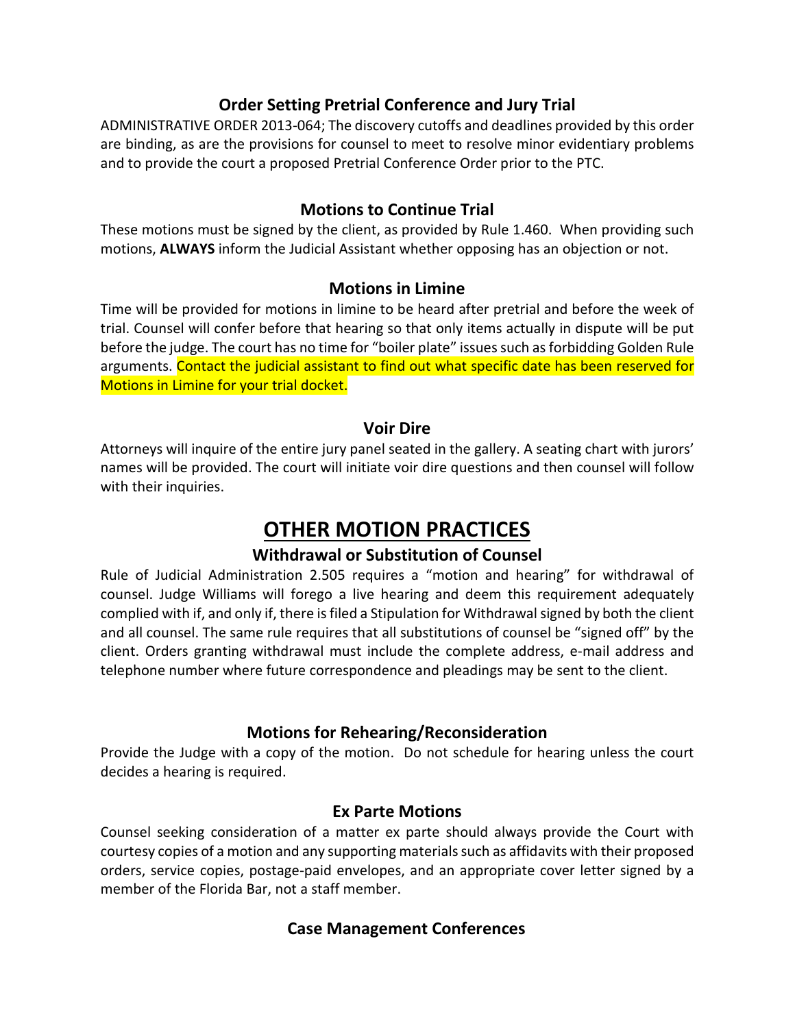### Order Setting Pretrial Conference and Jury Trial

ADMINISTRATIVE ORDER 2013-064; The discovery cutoffs and deadlines provided by this order are binding, as are the provisions for counsel to meet to resolve minor evidentiary problems and to provide the court a proposed Pretrial Conference Order prior to the PTC.

### Motions to Continue Trial

These motions must be signed by the client, as provided by Rule 1.460. When providing such motions, **ALWAYS** inform the Judicial Assistant whether opposing has an objection or not.

### Motions in Limine

Time will be provided for motions in limine to be heard after pretrial and before the week of trial. Counsel will confer before that hearing so that only items actually in dispute will be put before the judge. The court has no time for "boiler plate" issues such as forbidding Golden Rule arguments. Contact the judicial assistant to find out what specific date has been reserved for Motions in Limine for your trial docket.

### Voir Dire

Attorneys will inquire of the entire jury panel seated in the gallery. A seating chart with jurors' names will be provided. The court will initiate voir dire questions and then counsel will follow with their inquiries.

## OTHER MOTION PRACTICES

### Withdrawal or Substitution of Counsel

Rule of Judicial Administration 2.505 requires a "motion and hearing" for withdrawal of counsel. Judge Williams will forego a live hearing and deem this requirement adequately complied with if, and only if, there is filed a Stipulation for Withdrawal signed by both the client and all counsel. The same rule requires that all substitutions of counsel be "signed off" by the client. Orders granting withdrawal must include the complete address, e-mail address and telephone number where future correspondence and pleadings may be sent to the client.

### Motions for Rehearing/Reconsideration

Provide the Judge with a copy of the motion. Do not schedule for hearing unless the court decides a hearing is required.

### Ex Parte Motions

Counsel seeking consideration of a matter ex parte should always provide the Court with courtesy copies of a motion and any supporting materials such as affidavits with their proposed orders, service copies, postage-paid envelopes, and an appropriate cover letter signed by a member of the Florida Bar, not a staff member.

### Case Management Conferences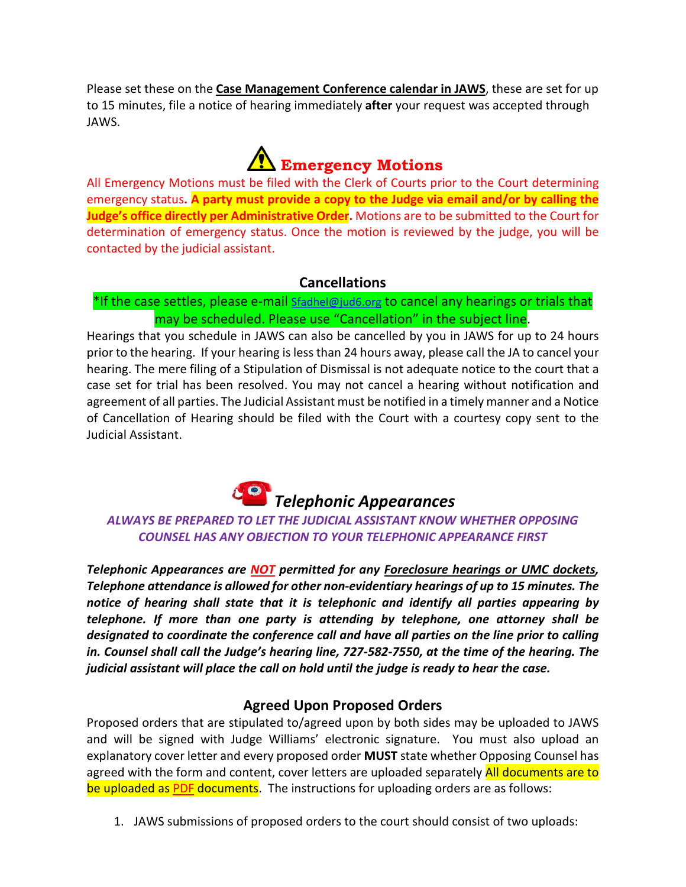Please set these on the **Case Management Conference calendar in JAWS**, these are set for up to 15 minutes, file a notice of hearing immediately **after** your request was accepted through JAWS.

## ⚠ Emergency Motions

All Emergency Motions must be filed with the Clerk of Courts prior to the Court determining emergency status**. A party must provide a copy to the Judge via email and/or by calling the Judge's office directly per Administrative Order.** Motions are to be submitted to the Court for determination of emergency status. Once the motion is reviewed by the judge, you will be contacted by the judicial assistant.

### Cancellations

*If the case settles, please e-mail Sfadhel@jud6.org to cancel any hearings or trials that may be scheduled. Please use "Cancellation" in the subject line.

Hearings that you schedule in JAWS can also be cancelled by you in JAWS for up to 24 hours prior to the hearing. If your hearing is less than 24 hours away, please call the JA to cancel your hearing. The mere filing of a Stipulation of Dismissal is not adequate notice to the court that a case set for trial has been resolved. You may not cancel a hearing without notification and agreement of all parties. The Judicial Assistant must be notified in a timely manner and a Notice of Cancellation of Hearing should be filed with the Court with a courtesy copy sent to the Judicial Assistant.

## *Telephonic Appearances*

***ALWAYS BE PREPARED TO LET THE JUDICIAL ASSISTANT KNOW WHETHER OPPOSING COUNSEL HAS ANY OBJECTION TO YOUR TELEPHONIC APPEARANCE FIRST***

***Telephonic Appearances are NOT permitted for any Foreclosure hearings or UMC dockets, Telephone attendance is allowed for other non-evidentiary hearings of up to 15 minutes. The notice of hearing shall state that it is telephonic and identify all parties appearing by telephone. If more than one party is attending by telephone, one attorney shall be designated to coordinate the conference call and have all parties on the line prior to calling in. Counsel shall call the Judge's hearing line, 727-582-7550, at the time of the hearing. The judicial assistant will place the call on hold until the judge is ready to hear the case.***

### Agreed Upon Proposed Orders

Proposed orders that are stipulated to/agreed upon by both sides may be uploaded to JAWS and will be signed with Judge Williams' electronic signature. You must also upload an explanatory cover letter and every proposed order **MUST** state whether Opposing Counsel has agreed with the form and content, cover letters are uploaded separately All documents are to be uploaded as PDF documents. The instructions for uploading orders are as follows:

1. JAWS submissions of proposed orders to the court should consist of two uploads: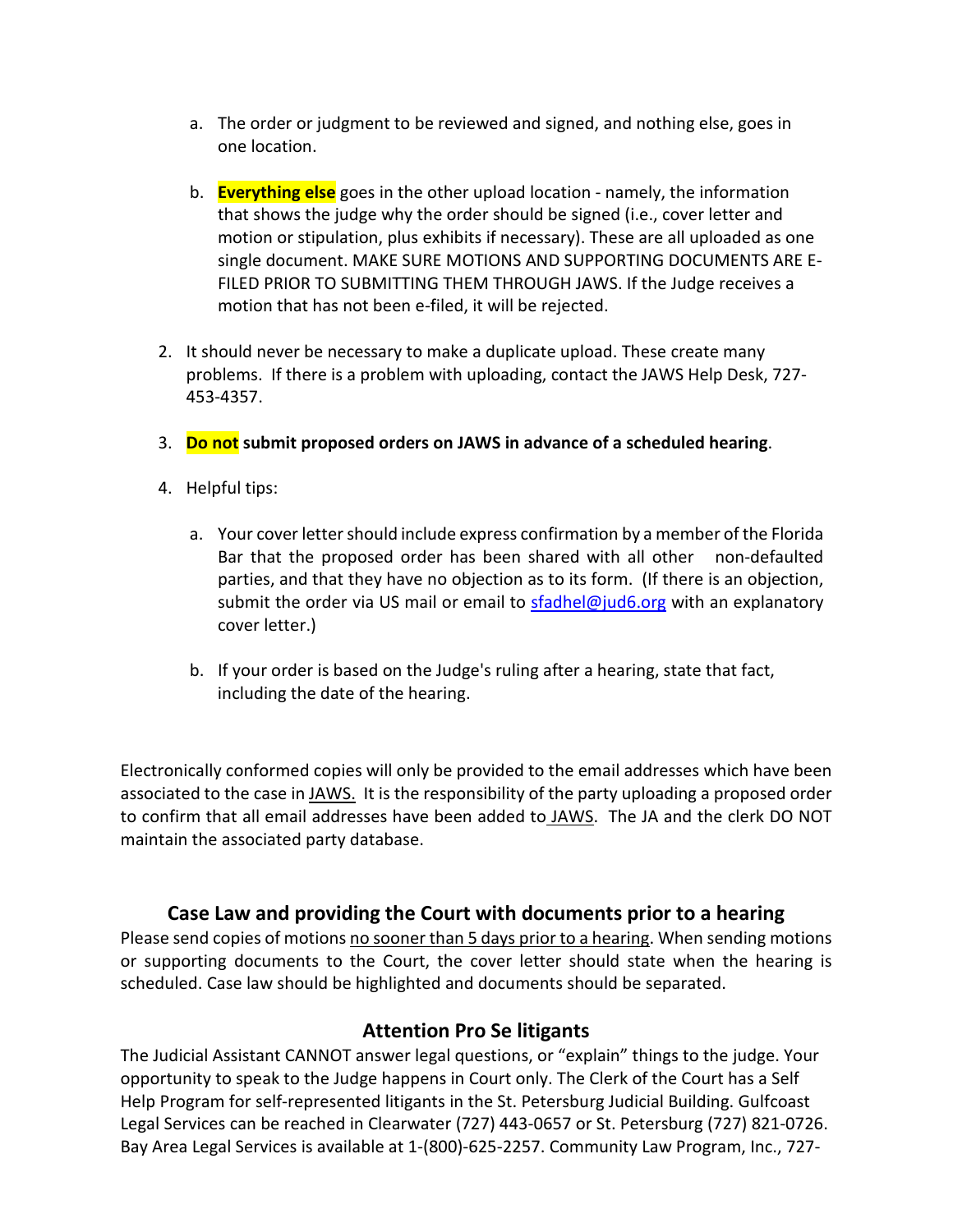a. The order or judgment to be reviewed and signed, and nothing else, goes in one location.

   b. **Everything else** goes in the other upload location - namely, the information that shows the judge why the order should be signed (i.e., cover letter and motion or stipulation, plus exhibits if necessary). These are all uploaded as one single document. MAKE SURE MOTIONS AND SUPPORTING DOCUMENTS ARE E-FILED PRIOR TO SUBMITTING THEM THROUGH JAWS. If the Judge receives a motion that has not been e-filed, it will be rejected.

2. It should never be necessary to make a duplicate upload. These create many problems. If there is a problem with uploading, contact the JAWS Help Desk, 727-453-4357.

3. **Do not submit proposed orders on JAWS in advance of a scheduled hearing**.

4. Helpful tips:

   a. Your cover letter should include express confirmation by a member of the Florida Bar that the proposed order has been shared with all other non-defaulted parties, and that they have no objection as to its form. (If there is an objection, submit the order via US mail or email to sfadhel@jud6.org with an explanatory cover letter.)

   b. If your order is based on the Judge's ruling after a hearing, state that fact, including the date of the hearing.

Electronically conformed copies will only be provided to the email addresses which have been associated to the case in JAWS. It is the responsibility of the party uploading a proposed order to confirm that all email addresses have been added to JAWS. The JA and the clerk DO NOT maintain the associated party database.

## Case Law and providing the Court with documents prior to a hearing

Please send copies of motions no sooner than 5 days prior to a hearing. When sending motions or supporting documents to the Court, the cover letter should state when the hearing is scheduled. Case law should be highlighted and documents should be separated.

## Attention Pro Se litigants

The Judicial Assistant CANNOT answer legal questions, or "explain" things to the judge. Your opportunity to speak to the Judge happens in Court only. The Clerk of the Court has a Self Help Program for self-represented litigants in the St. Petersburg Judicial Building. Gulfcoast Legal Services can be reached in Clearwater (727) 443-0657 or St. Petersburg (727) 821-0726. Bay Area Legal Services is available at 1-(800)-625-2257. Community Law Program, Inc., 727-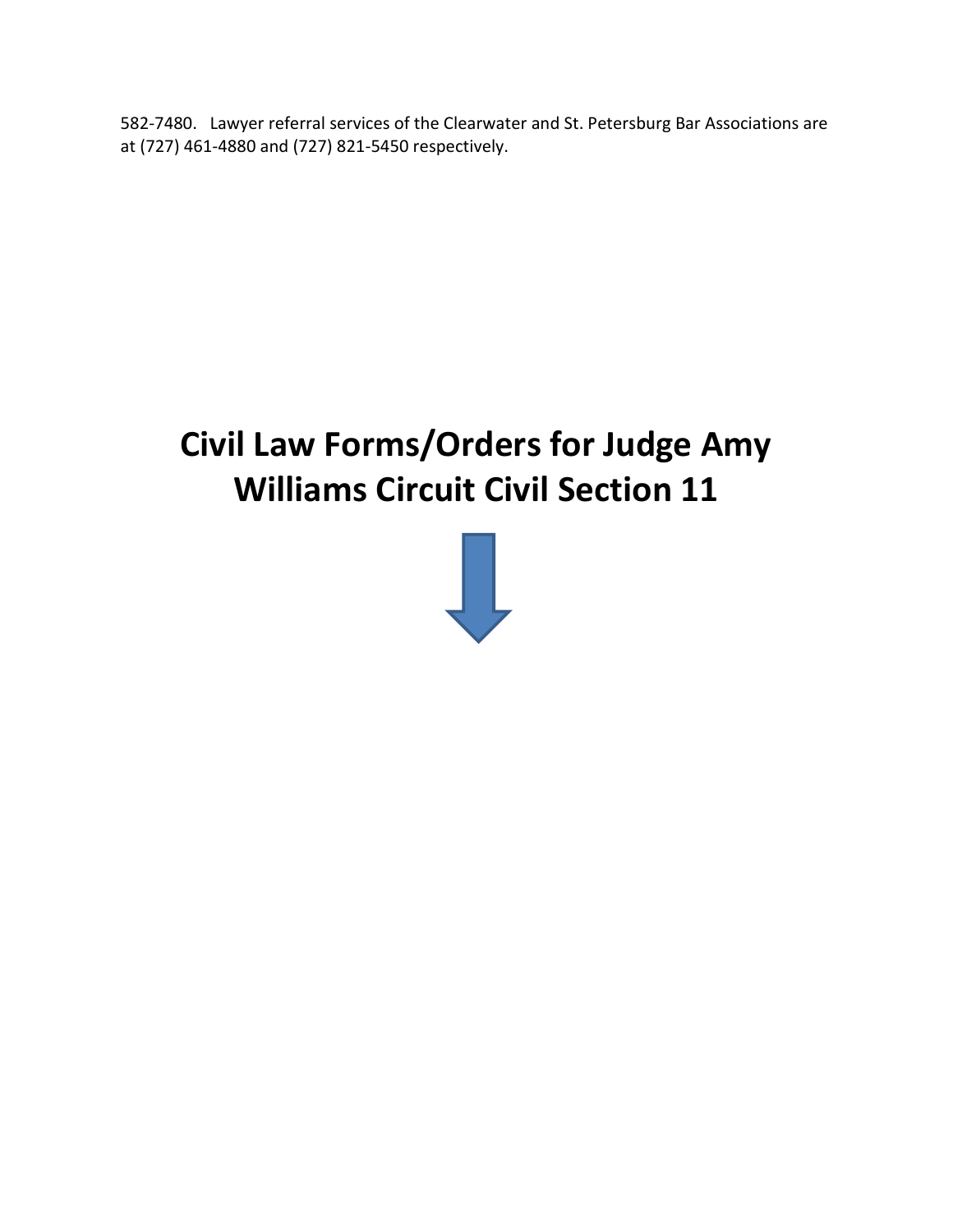582-7480. Lawyer referral services of the Clearwater and St. Petersburg Bar Associations are at (727) 461-4880 and (727) 821-5450 respectively.

# Civil Law Forms/Orders for Judge Amy Williams Circuit Civil Section 11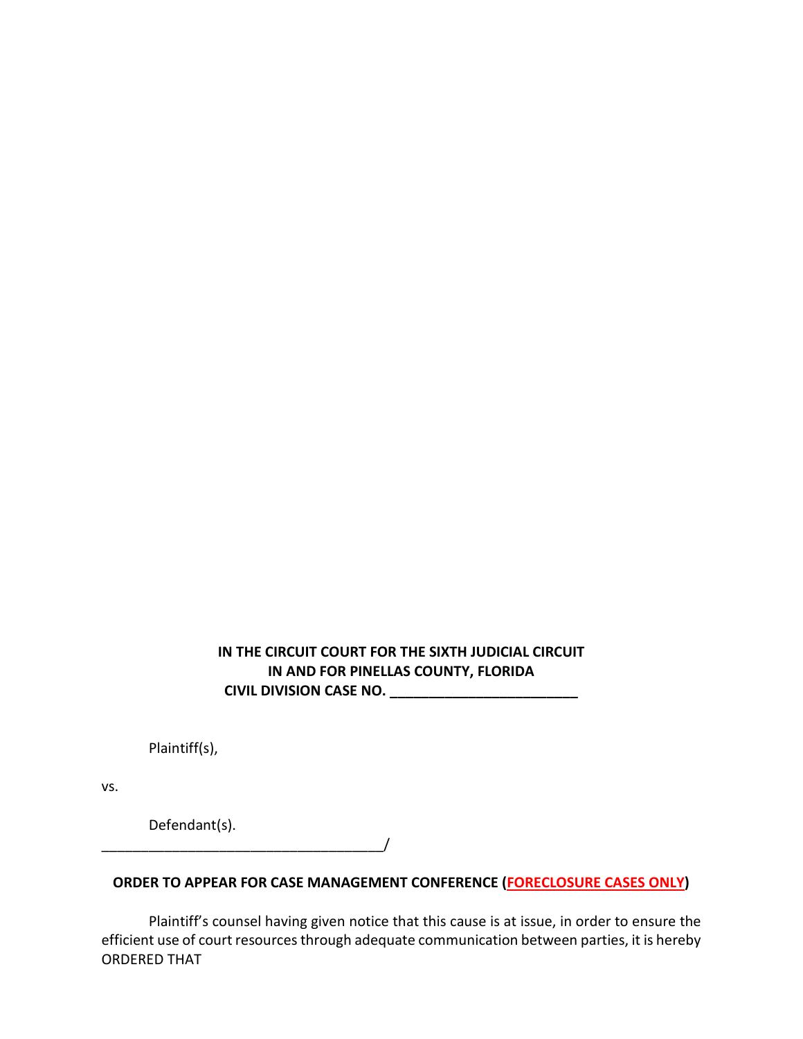**IN THE CIRCUIT COURT FOR THE SIXTH JUDICIAL CIRCUIT**
**IN AND FOR PINELLAS COUNTY, FLORIDA**
**CIVIL DIVISION CASE NO. ________________________**

Plaintiff(s),

vs.

Defendant(s).
____________________________________/

**ORDER TO APPEAR FOR CASE MANAGEMENT CONFERENCE (FORECLOSURE CASES ONLY)**

Plaintiff's counsel having given notice that this cause is at issue, in order to ensure the efficient use of court resources through adequate communication between parties, it is hereby ORDERED THAT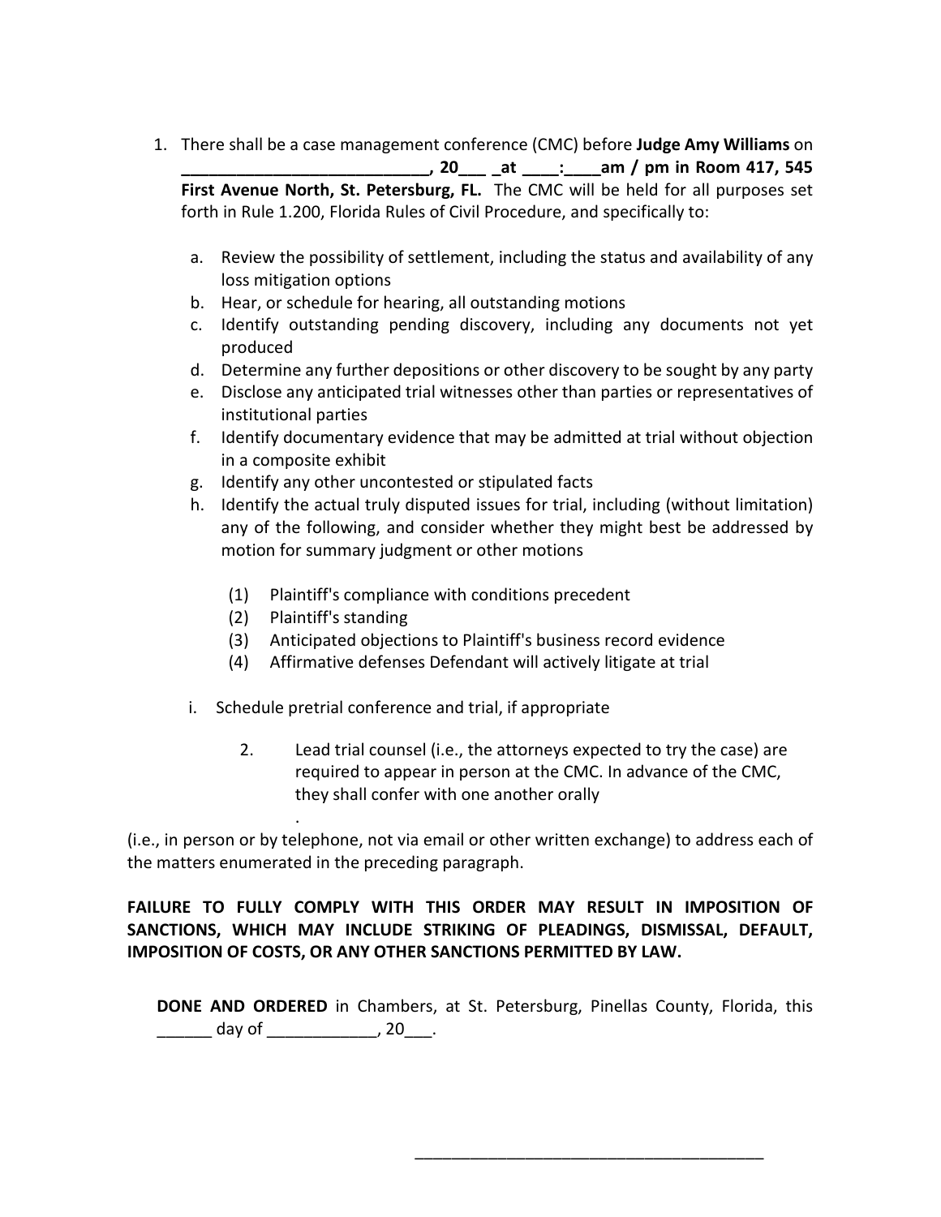1. There shall be a case management conference (CMC) before **Judge Amy Williams** on **____________________________, 20___ _at ____:____am / pm in Room 417, 545 First Avenue North, St. Petersburg, FL.** The CMC will be held for all purposes set forth in Rule 1.200, Florida Rules of Civil Procedure, and specifically to:

   a. Review the possibility of settlement, including the status and availability of any loss mitigation options
   b. Hear, or schedule for hearing, all outstanding motions
   c. Identify outstanding pending discovery, including any documents not yet produced
   d. Determine any further depositions or other discovery to be sought by any party
   e. Disclose any anticipated trial witnesses other than parties or representatives of institutional parties
   f. Identify documentary evidence that may be admitted at trial without objection in a composite exhibit
   g. Identify any other uncontested or stipulated facts
   h. Identify the actual truly disputed issues for trial, including (without limitation) any of the following, and consider whether they might best be addressed by motion for summary judgment or other motions

      (1) Plaintiff's compliance with conditions precedent
      (2) Plaintiff's standing
      (3) Anticipated objections to Plaintiff's business record evidence
      (4) Affirmative defenses Defendant will actively litigate at trial

   i. Schedule pretrial conference and trial, if appropriate

2. Lead trial counsel (i.e., the attorneys expected to try the case) are required to appear in person at the CMC. In advance of the CMC, they shall confer with one another orally

.

(i.e., in person or by telephone, not via email or other written exchange) to address each of the matters enumerated in the preceding paragraph.

**FAILURE TO FULLY COMPLY WITH THIS ORDER MAY RESULT IN IMPOSITION OF SANCTIONS, WHICH MAY INCLUDE STRIKING OF PLEADINGS, DISMISSAL, DEFAULT, IMPOSITION OF COSTS, OR ANY OTHER SANCTIONS PERMITTED BY LAW.**

**DONE AND ORDERED** in Chambers, at St. Petersburg, Pinellas County, Florida, this ______ day of ____________, 20___.

_______________________________________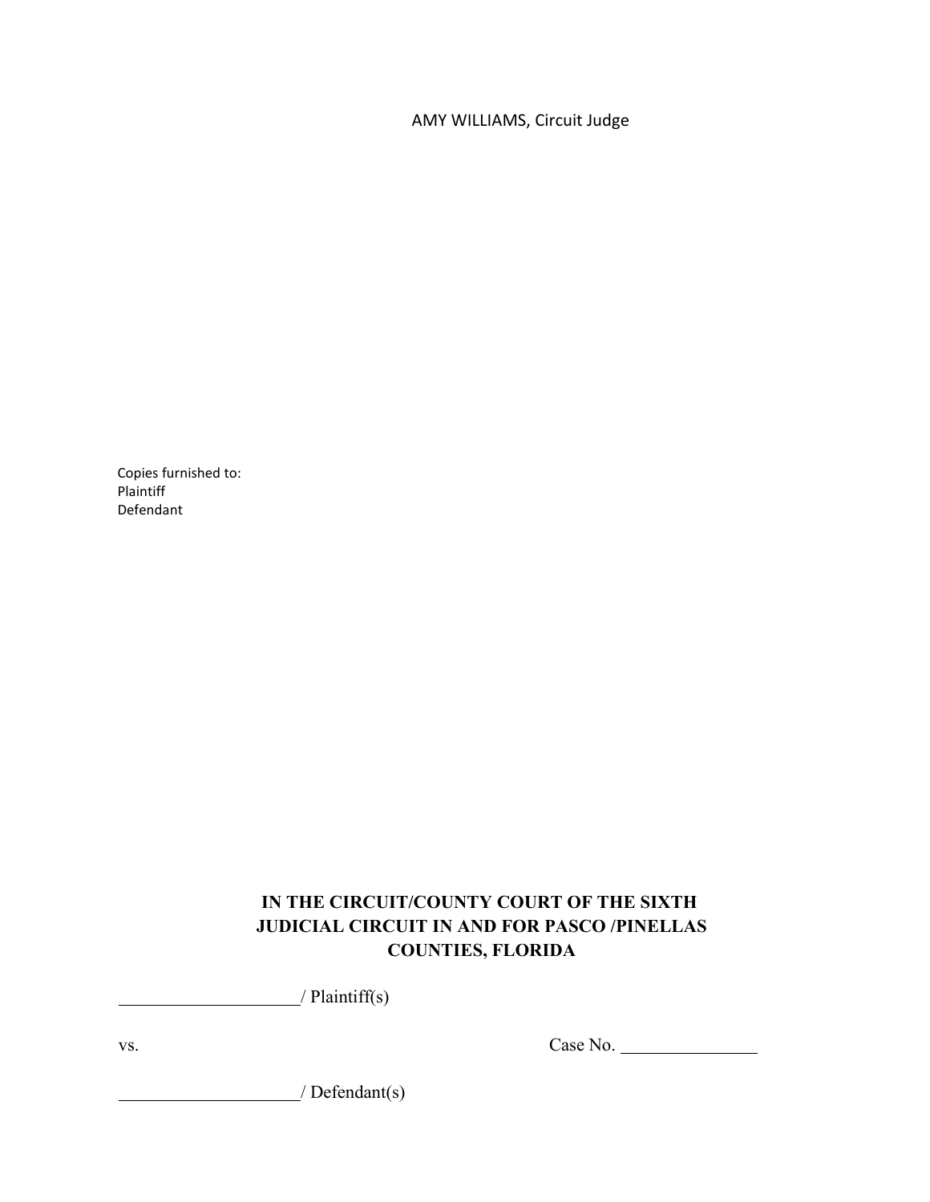AMY WILLIAMS, Circuit Judge

Copies furnished to:
Plaintiff
Defendant

**IN THE CIRCUIT/COUNTY COURT OF THE SIXTH JUDICIAL CIRCUIT IN AND FOR PASCO /PINELLAS COUNTIES, FLORIDA**

____________________/ Plaintiff(s)

vs. Case No. _______________

____________________/ Defendant(s)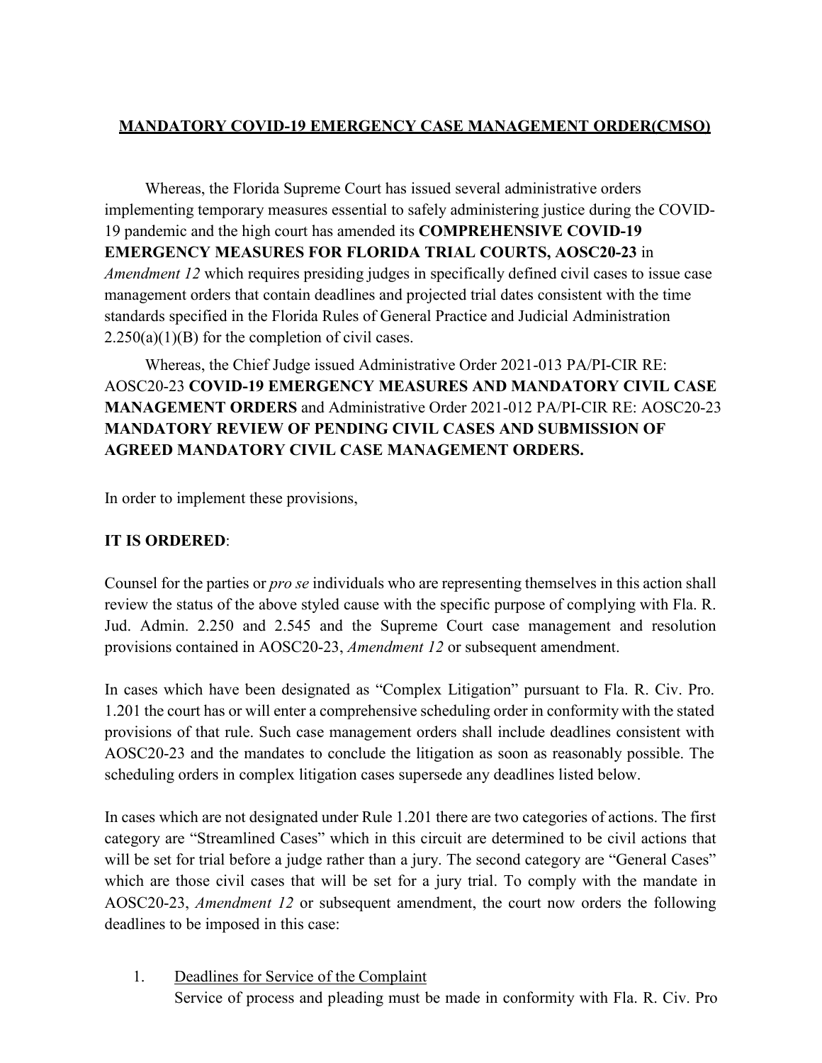**MANDATORY COVID-19 EMERGENCY CASE MANAGEMENT ORDER(CMSO)**

Whereas, the Florida Supreme Court has issued several administrative orders implementing temporary measures essential to safely administering justice during the COVID-19 pandemic and the high court has amended its **COMPREHENSIVE COVID-19 EMERGENCY MEASURES FOR FLORIDA TRIAL COURTS, AOSC20-23** in *Amendment 12* which requires presiding judges in specifically defined civil cases to issue case management orders that contain deadlines and projected trial dates consistent with the time standards specified in the Florida Rules of General Practice and Judicial Administration 2.250(a)(1)(B) for the completion of civil cases.

Whereas, the Chief Judge issued Administrative Order 2021-013 PA/PI-CIR RE: AOSC20-23 **COVID-19 EMERGENCY MEASURES AND MANDATORY CIVIL CASE MANAGEMENT ORDERS** and Administrative Order 2021-012 PA/PI-CIR RE: AOSC20-23 **MANDATORY REVIEW OF PENDING CIVIL CASES AND SUBMISSION OF AGREED MANDATORY CIVIL CASE MANAGEMENT ORDERS.**

In order to implement these provisions,

**IT IS ORDERED**:

Counsel for the parties or *pro se* individuals who are representing themselves in this action shall review the status of the above styled cause with the specific purpose of complying with Fla. R. Jud. Admin. 2.250 and 2.545 and the Supreme Court case management and resolution provisions contained in AOSC20-23, *Amendment 12* or subsequent amendment.

In cases which have been designated as "Complex Litigation" pursuant to Fla. R. Civ. Pro. 1.201 the court has or will enter a comprehensive scheduling order in conformity with the stated provisions of that rule. Such case management orders shall include deadlines consistent with AOSC20-23 and the mandates to conclude the litigation as soon as reasonably possible. The scheduling orders in complex litigation cases supersede any deadlines listed below.

In cases which are not designated under Rule 1.201 there are two categories of actions. The first category are "Streamlined Cases" which in this circuit are determined to be civil actions that will be set for trial before a judge rather than a jury. The second category are "General Cases" which are those civil cases that will be set for a jury trial. To comply with the mandate in AOSC20-23, *Amendment 12* or subsequent amendment, the court now orders the following deadlines to be imposed in this case:

1. Deadlines for Service of the Complaint
   Service of process and pleading must be made in conformity with Fla. R. Civ. Pro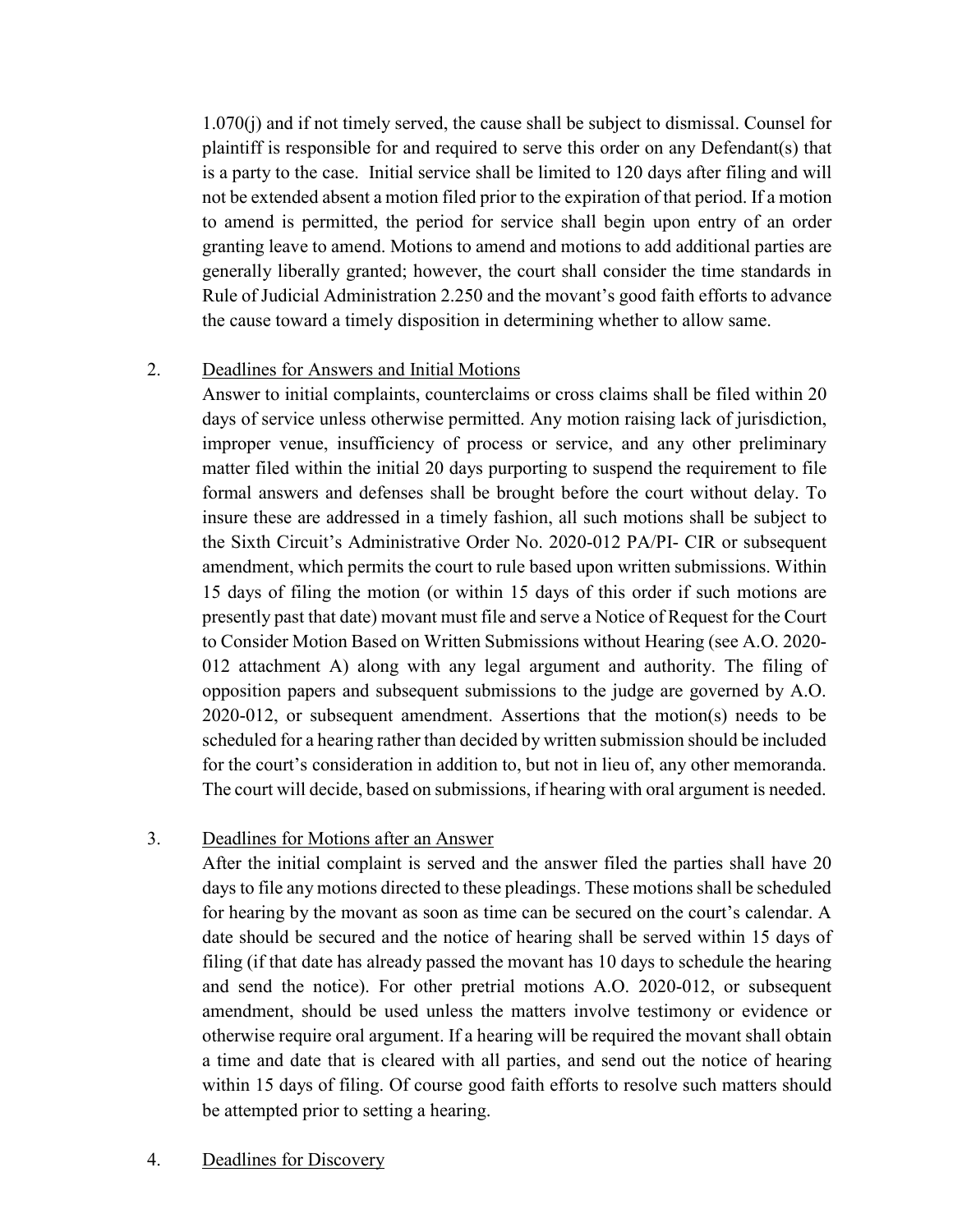1.070(j) and if not timely served, the cause shall be subject to dismissal. Counsel for plaintiff is responsible for and required to serve this order on any Defendant(s) that is a party to the case. Initial service shall be limited to 120 days after filing and will not be extended absent a motion filed prior to the expiration of that period. If a motion to amend is permitted, the period for service shall begin upon entry of an order granting leave to amend. Motions to amend and motions to add additional parties are generally liberally granted; however, the court shall consider the time standards in Rule of Judicial Administration 2.250 and the movant's good faith efforts to advance the cause toward a timely disposition in determining whether to allow same.

2. <u>Deadlines for Answers and Initial Motions</u>

   Answer to initial complaints, counterclaims or cross claims shall be filed within 20 days of service unless otherwise permitted. Any motion raising lack of jurisdiction, improper venue, insufficiency of process or service, and any other preliminary matter filed within the initial 20 days purporting to suspend the requirement to file formal answers and defenses shall be brought before the court without delay. To insure these are addressed in a timely fashion, all such motions shall be subject to the Sixth Circuit's Administrative Order No. 2020-012 PA/PI- CIR or subsequent amendment, which permits the court to rule based upon written submissions. Within 15 days of filing the motion (or within 15 days of this order if such motions are presently past that date) movant must file and serve a Notice of Request for the Court to Consider Motion Based on Written Submissions without Hearing (see A.O. 2020-012 attachment A) along with any legal argument and authority. The filing of opposition papers and subsequent submissions to the judge are governed by A.O. 2020-012, or subsequent amendment. Assertions that the motion(s) needs to be scheduled for a hearing rather than decided by written submission should be included for the court's consideration in addition to, but not in lieu of, any other memoranda. The court will decide, based on submissions, if hearing with oral argument is needed.

3. <u>Deadlines for Motions after an Answer</u>

   After the initial complaint is served and the answer filed the parties shall have 20 days to file any motions directed to these pleadings. These motions shall be scheduled for hearing by the movant as soon as time can be secured on the court's calendar. A date should be secured and the notice of hearing shall be served within 15 days of filing (if that date has already passed the movant has 10 days to schedule the hearing and send the notice). For other pretrial motions A.O. 2020-012, or subsequent amendment, should be used unless the matters involve testimony or evidence or otherwise require oral argument. If a hearing will be required the movant shall obtain a time and date that is cleared with all parties, and send out the notice of hearing within 15 days of filing. Of course good faith efforts to resolve such matters should be attempted prior to setting a hearing.

4. <u>Deadlines for Discovery</u>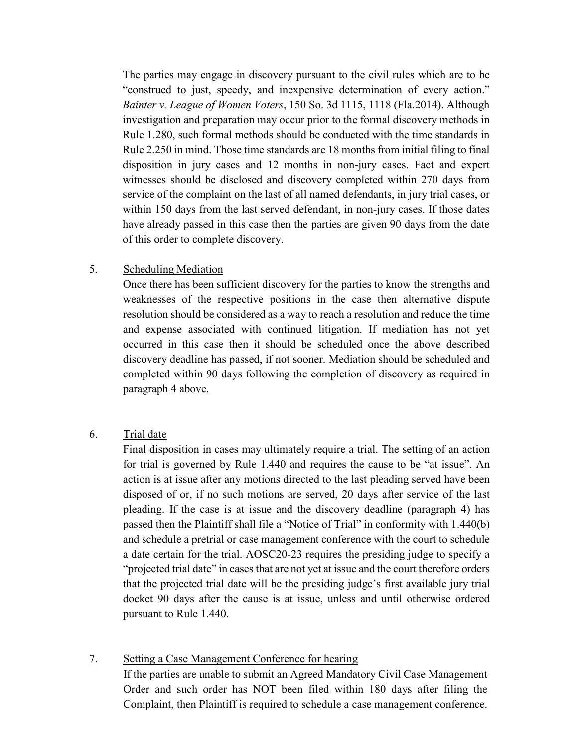The parties may engage in discovery pursuant to the civil rules which are to be "construed to just, speedy, and inexpensive determination of every action." *Bainter v. League of Women Voters*, 150 So. 3d 1115, 1118 (Fla.2014). Although investigation and preparation may occur prior to the formal discovery methods in Rule 1.280, such formal methods should be conducted with the time standards in Rule 2.250 in mind. Those time standards are 18 months from initial filing to final disposition in jury cases and 12 months in non-jury cases. Fact and expert witnesses should be disclosed and discovery completed within 270 days from service of the complaint on the last of all named defendants, in jury trial cases, or within 150 days from the last served defendant, in non-jury cases. If those dates have already passed in this case then the parties are given 90 days from the date of this order to complete discovery.

5. Scheduling Mediation

   Once there has been sufficient discovery for the parties to know the strengths and weaknesses of the respective positions in the case then alternative dispute resolution should be considered as a way to reach a resolution and reduce the time and expense associated with continued litigation. If mediation has not yet occurred in this case then it should be scheduled once the above described discovery deadline has passed, if not sooner. Mediation should be scheduled and completed within 90 days following the completion of discovery as required in paragraph 4 above.

6. Trial date

   Final disposition in cases may ultimately require a trial. The setting of an action for trial is governed by Rule 1.440 and requires the cause to be "at issue". An action is at issue after any motions directed to the last pleading served have been disposed of or, if no such motions are served, 20 days after service of the last pleading. If the case is at issue and the discovery deadline (paragraph 4) has passed then the Plaintiff shall file a "Notice of Trial" in conformity with 1.440(b) and schedule a pretrial or case management conference with the court to schedule a date certain for the trial. AOSC20-23 requires the presiding judge to specify a "projected trial date" in cases that are not yet at issue and the court therefore orders that the projected trial date will be the presiding judge's first available jury trial docket 90 days after the cause is at issue, unless and until otherwise ordered pursuant to Rule 1.440.

7. Setting a Case Management Conference for hearing

   If the parties are unable to submit an Agreed Mandatory Civil Case Management Order and such order has NOT been filed within 180 days after filing the Complaint, then Plaintiff is required to schedule a case management conference.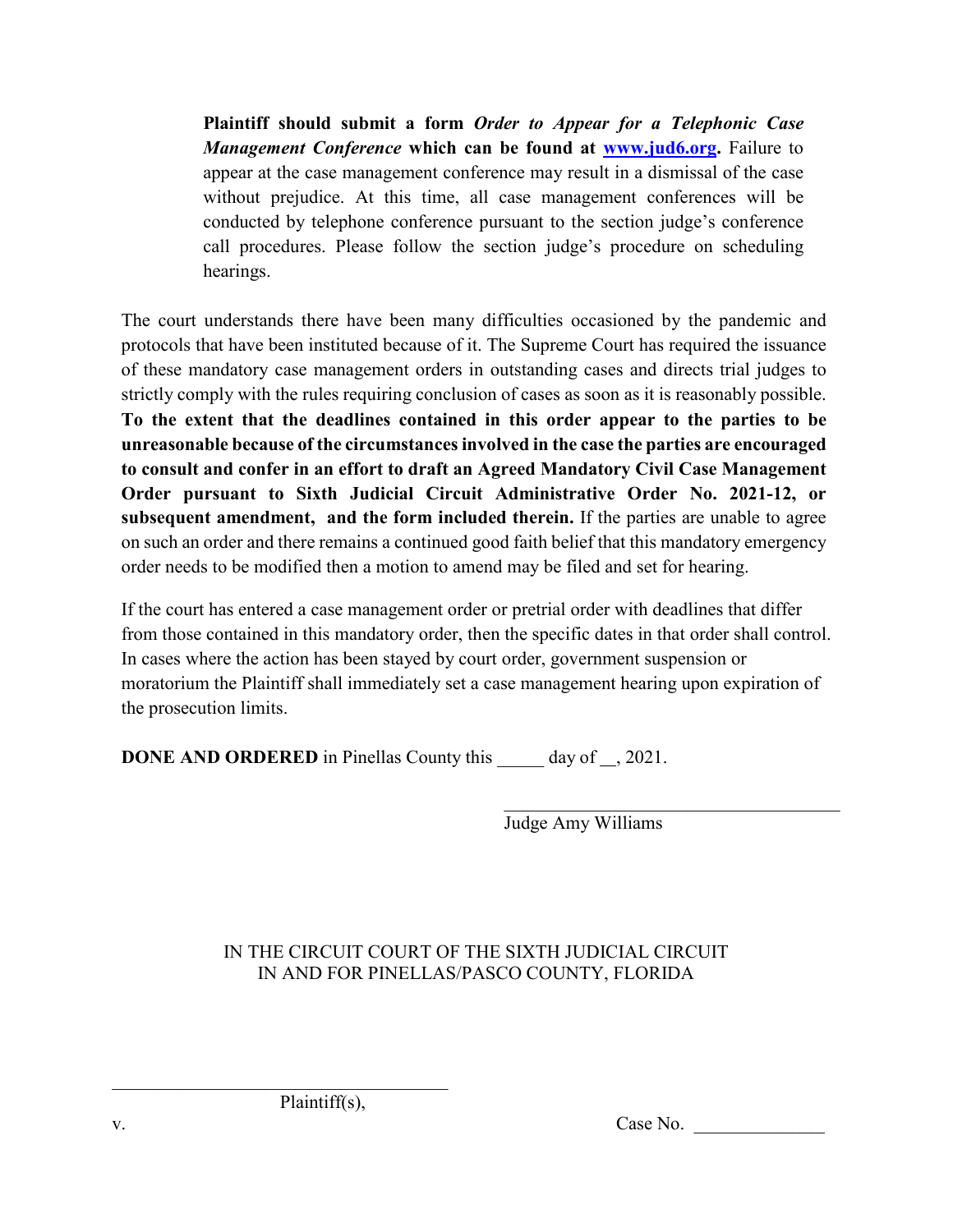**Plaintiff should submit a form *Order to Appear for a Telephonic Case Management Conference* which can be found at [www.jud6.org](http://www.jud6.org).** Failure to appear at the case management conference may result in a dismissal of the case without prejudice. At this time, all case management conferences will be conducted by telephone conference pursuant to the section judge's conference call procedures. Please follow the section judge's procedure on scheduling hearings.

The court understands there have been many difficulties occasioned by the pandemic and protocols that have been instituted because of it. The Supreme Court has required the issuance of these mandatory case management orders in outstanding cases and directs trial judges to strictly comply with the rules requiring conclusion of cases as soon as it is reasonably possible. **To the extent that the deadlines contained in this order appear to the parties to be unreasonable because of the circumstances involved in the case the parties are encouraged to consult and confer in an effort to draft an Agreed Mandatory Civil Case Management Order pursuant to Sixth Judicial Circuit Administrative Order No. 2021-12, or subsequent amendment, and the form included therein.** If the parties are unable to agree on such an order and there remains a continued good faith belief that this mandatory emergency order needs to be modified then a motion to amend may be filed and set for hearing.

If the court has entered a case management order or pretrial order with deadlines that differ from those contained in this mandatory order, then the specific dates in that order shall control. In cases where the action has been stayed by court order, government suspension or moratorium the Plaintiff shall immediately set a case management hearing upon expiration of the prosecution limits.

**DONE AND ORDERED** in Pinellas County this _____ day of __, 2021.

_____________________________________
Judge Amy Williams

IN THE CIRCUIT COURT OF THE SIXTH JUDICIAL CIRCUIT
IN AND FOR PINELLAS/PASCO COUNTY, FLORIDA

_____________________________________
Plaintiff(s),

v. Case No. ______________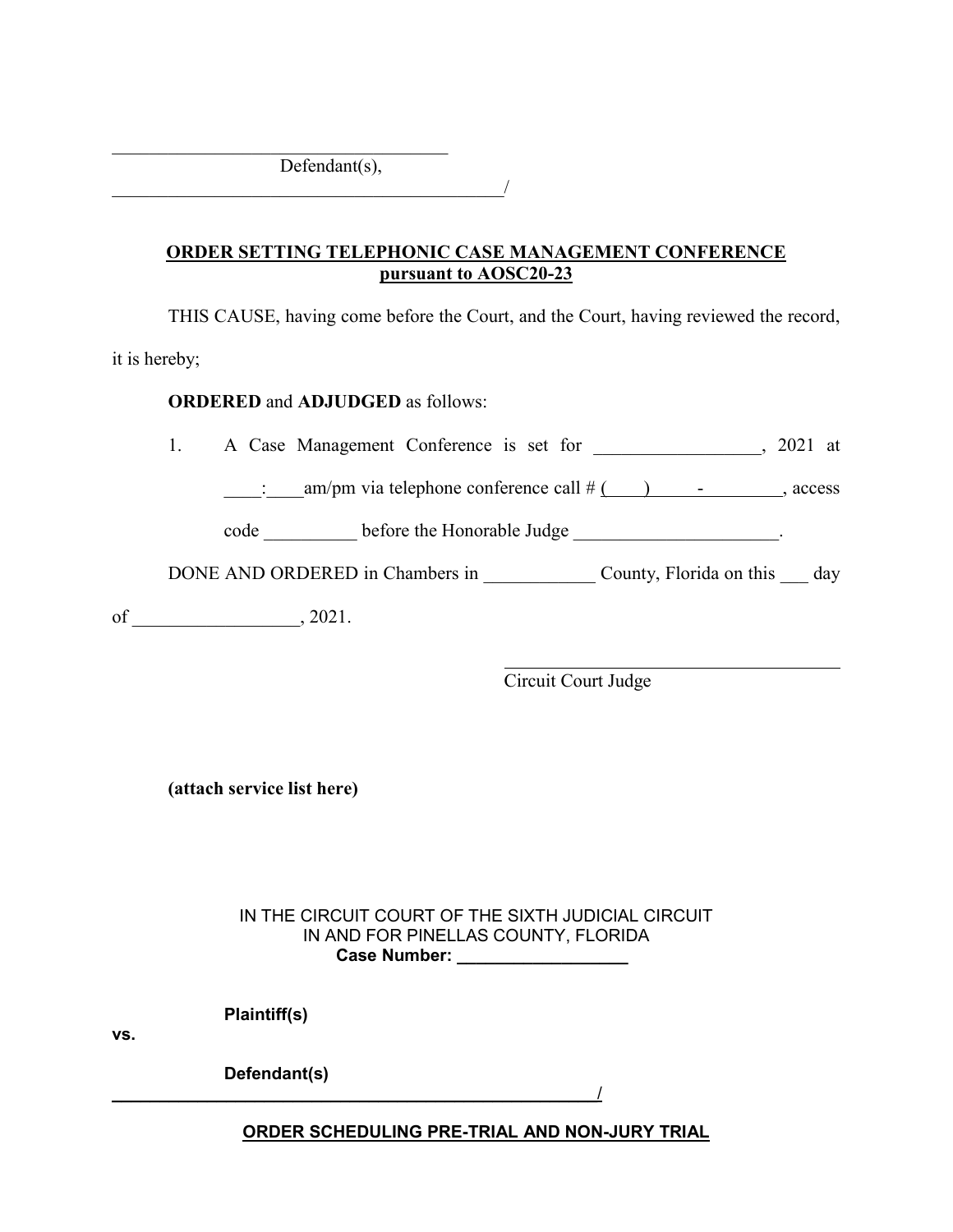______________________________________
Defendant(s),
____________________________________________/

**ORDER SETTING TELEPHONIC CASE MANAGEMENT CONFERENCE**
**pursuant to AOSC20-23**

THIS CAUSE, having come before the Court, and the Court, having reviewed the record, it is hereby;

**ORDERED** and **ADJUDGED** as follows:

1. A Case Management Conference is set for __________________, 2021 at ____:____am/pm via telephone conference call # (____) _____-_________, access code __________ before the Honorable Judge ______________________.

DONE AND ORDERED in Chambers in ____________ County, Florida on this ___ day of __________________, 2021.

______________________________________
Circuit Court Judge

**(attach service list here)**

IN THE CIRCUIT COURT OF THE SIXTH JUDICIAL CIRCUIT
IN AND FOR PINELLAS COUNTY, FLORIDA
**Case Number: __________________**

**Plaintiff(s)**

**vs.**

**Defendant(s)**
**_______________________________________________________/**

**ORDER SCHEDULING PRE-TRIAL AND NON-JURY TRIAL**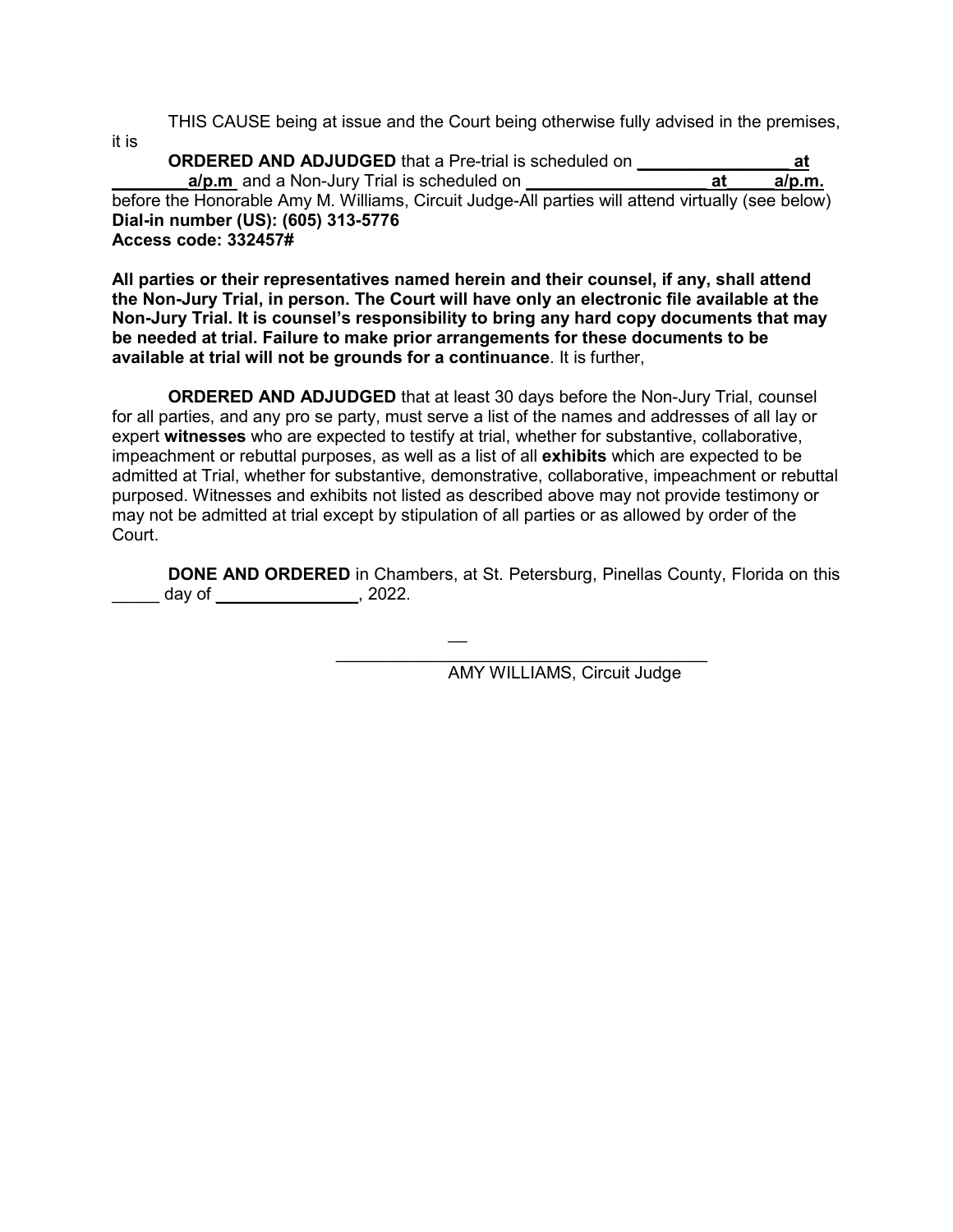THIS CAUSE being at issue and the Court being otherwise fully advised in the premises, it is

**ORDERED AND ADJUDGED** that a Pre-trial is scheduled on ________________ **at** ________**a/p.m** and a Non-Jury Trial is scheduled on ___________________ **at** _____**a/p.m.** before the Honorable Amy M. Williams, Circuit Judge-All parties will attend virtually (see below)
**Dial-in number (US): (605) 313-5776**
**Access code: 332457#**

**All parties or their representatives named herein and their counsel, if any, shall attend the Non-Jury Trial, in person. The Court will have only an electronic file available at the Non-Jury Trial. It is counsel's responsibility to bring any hard copy documents that may be needed at trial. Failure to make prior arrangements for these documents to be available at trial will not be grounds for a continuance**. It is further,

**ORDERED AND ADJUDGED** that at least 30 days before the Non-Jury Trial, counsel for all parties, and any pro se party, must serve a list of the names and addresses of all lay or expert **witnesses** who are expected to testify at trial, whether for substantive, collaborative, impeachment or rebuttal purposes, as well as a list of all **exhibits** which are expected to be admitted at Trial, whether for substantive, demonstrative, collaborative, impeachment or rebuttal purposed. Witnesses and exhibits not listed as described above may not provide testimony or may not be admitted at trial except by stipulation of all parties or as allowed by order of the Court.

**DONE AND ORDERED** in Chambers, at St. Petersburg, Pinellas County, Florida on this _____ day of _______________, 2022.

_______________________________________
AMY WILLIAMS, Circuit Judge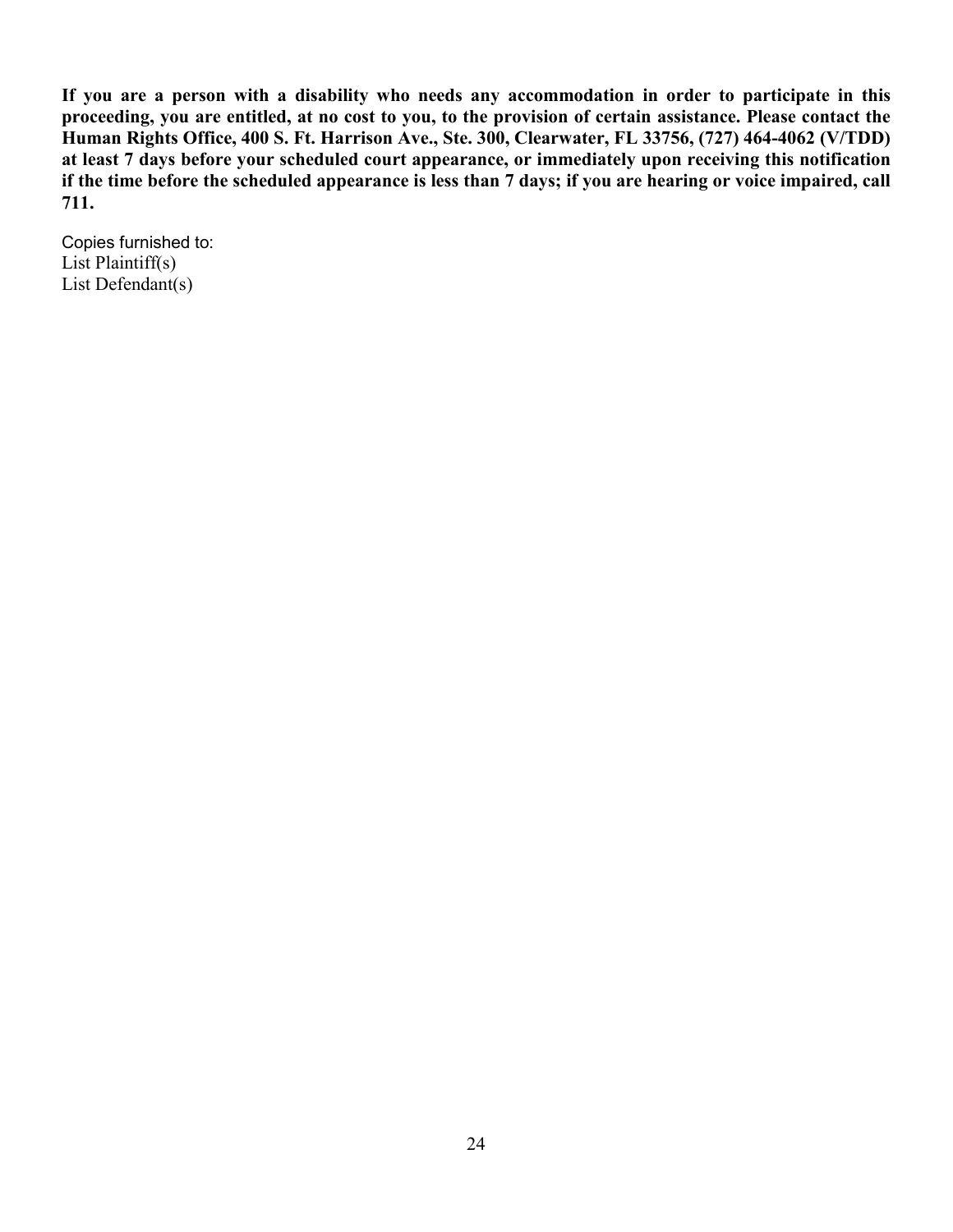**If you are a person with a disability who needs any accommodation in order to participate in this proceeding, you are entitled, at no cost to you, to the provision of certain assistance. Please contact the Human Rights Office, 400 S. Ft. Harrison Ave., Ste. 300, Clearwater, FL 33756, (727) 464-4062 (V/TDD) at least 7 days before your scheduled court appearance, or immediately upon receiving this notification if the time before the scheduled appearance is less than 7 days; if you are hearing or voice impaired, call 711.**

Copies furnished to:
List Plaintiff(s)
List Defendant(s)